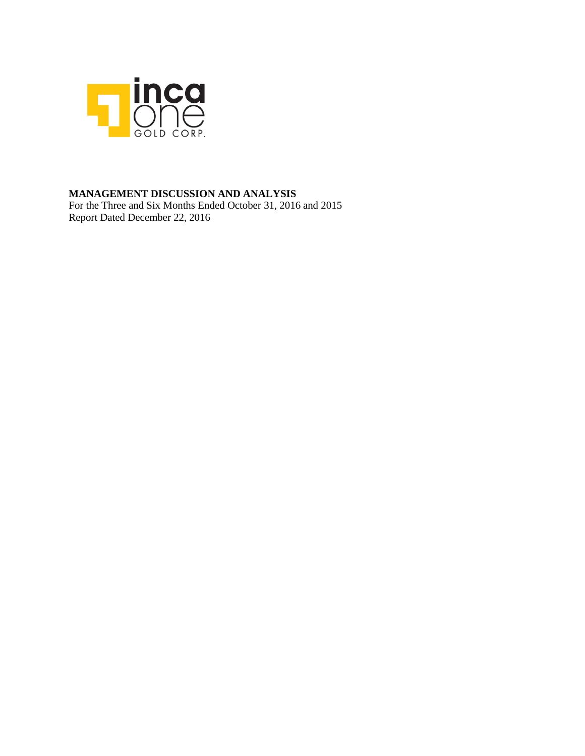inca one GOLD CORP.

**MANAGEMENT DISCUSSION AND ANALYSIS**

For the Three and Six Months Ended October 31, 2016 and 2015

Report Dated December 22, 2016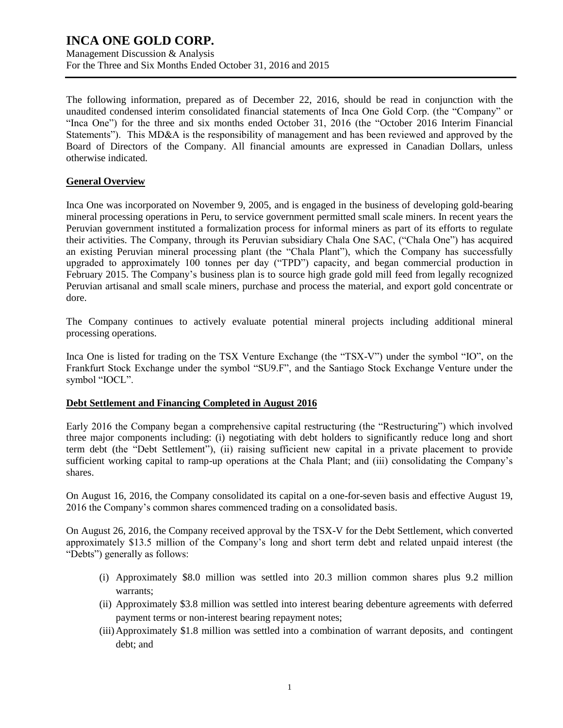The following information, prepared as of December 22, 2016, should be read in conjunction with the unaudited condensed interim consolidated financial statements of Inca One Gold Corp. (the "Company" or "Inca One") for the three and six months ended October 31, 2016 (the "October 2016 Interim Financial Statements"). This MD&A is the responsibility of management and has been reviewed and approved by the Board of Directors of the Company. All financial amounts are expressed in Canadian Dollars, unless otherwise indicated.

## General Overview

Inca One was incorporated on November 9, 2005, and is engaged in the business of developing gold-bearing mineral processing operations in Peru, to service government permitted small scale miners. In recent years the Peruvian government instituted a formalization process for informal miners as part of its efforts to regulate their activities. The Company, through its Peruvian subsidiary Chala One SAC, ("Chala One") has acquired an existing Peruvian mineral processing plant (the "Chala Plant"), which the Company has successfully upgraded to approximately 100 tonnes per day ("TPD") capacity, and began commercial production in February 2015. The Company's business plan is to source high grade gold mill feed from legally recognized Peruvian artisanal and small scale miners, purchase and process the material, and export gold concentrate or dore.

The Company continues to actively evaluate potential mineral projects including additional mineral processing operations.

Inca One is listed for trading on the TSX Venture Exchange (the "TSX-V") under the symbol "IO", on the Frankfurt Stock Exchange under the symbol "SU9.F", and the Santiago Stock Exchange Venture under the symbol "IOCL".

## Debt Settlement and Financing Completed in August 2016

Early 2016 the Company began a comprehensive capital restructuring (the "Restructuring") which involved three major components including: (i) negotiating with debt holders to significantly reduce long and short term debt (the "Debt Settlement"), (ii) raising sufficient new capital in a private placement to provide sufficient working capital to ramp-up operations at the Chala Plant; and (iii) consolidating the Company's shares.

On August 16, 2016, the Company consolidated its capital on a one-for-seven basis and effective August 19, 2016 the Company's common shares commenced trading on a consolidated basis.

On August 26, 2016, the Company received approval by the TSX-V for the Debt Settlement, which converted approximately $13.5 million of the Company's long and short term debt and related unpaid interest (the "Debts") generally as follows:

(i) Approximately $8.0 million was settled into 20.3 million common shares plus 9.2 million warrants;
(ii) Approximately $3.8 million was settled into interest bearing debenture agreements with deferred payment terms or non-interest bearing repayment notes;
(iii) Approximately $1.8 million was settled into a combination of warrant deposits, and contingent debt; and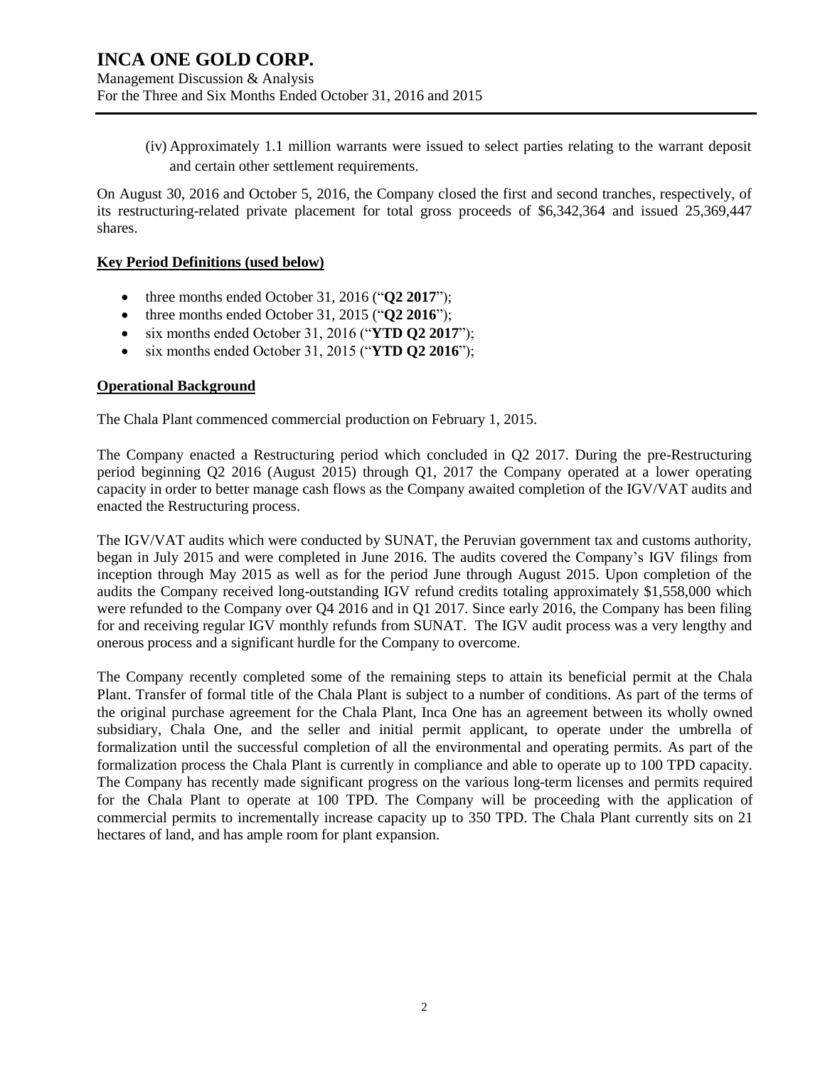(iv) Approximately 1.1 million warrants were issued to select parties relating to the warrant deposit and certain other settlement requirements.

On August 30, 2016 and October 5, 2016, the Company closed the first and second tranches, respectively, of its restructuring-related private placement for total gross proceeds of $6,342,364 and issued 25,369,447 shares.

## **Key Period Definitions (used below)**

- three months ended October 31, 2016 ("**Q2 2017**");
- three months ended October 31, 2015 ("**Q2 2016**");
- six months ended October 31, 2016 ("**YTD Q2 2017**");
- six months ended October 31, 2015 ("**YTD Q2 2016**");

## **Operational Background**

The Chala Plant commenced commercial production on February 1, 2015.

The Company enacted a Restructuring period which concluded in Q2 2017. During the pre-Restructuring period beginning Q2 2016 (August 2015) through Q1, 2017 the Company operated at a lower operating capacity in order to better manage cash flows as the Company awaited completion of the IGV/VAT audits and enacted the Restructuring process.

The IGV/VAT audits which were conducted by SUNAT, the Peruvian government tax and customs authority, began in July 2015 and were completed in June 2016. The audits covered the Company's IGV filings from inception through May 2015 as well as for the period June through August 2015. Upon completion of the audits the Company received long-outstanding IGV refund credits totaling approximately $1,558,000 which were refunded to the Company over Q4 2016 and in Q1 2017. Since early 2016, the Company has been filing for and receiving regular IGV monthly refunds from SUNAT. The IGV audit process was a very lengthy and onerous process and a significant hurdle for the Company to overcome.

The Company recently completed some of the remaining steps to attain its beneficial permit at the Chala Plant. Transfer of formal title of the Chala Plant is subject to a number of conditions. As part of the terms of the original purchase agreement for the Chala Plant, Inca One has an agreement between its wholly owned subsidiary, Chala One, and the seller and initial permit applicant, to operate under the umbrella of formalization until the successful completion of all the environmental and operating permits. As part of the formalization process the Chala Plant is currently in compliance and able to operate up to 100 TPD capacity. The Company has recently made significant progress on the various long-term licenses and permits required for the Chala Plant to operate at 100 TPD. The Company will be proceeding with the application of commercial permits to incrementally increase capacity up to 350 TPD. The Chala Plant currently sits on 21 hectares of land, and has ample room for plant expansion.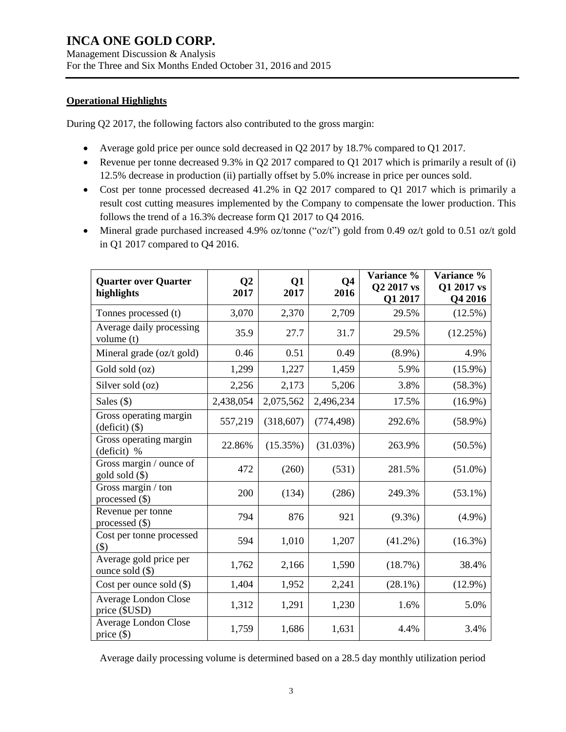## Operational Highlights

During Q2 2017, the following factors also contributed to the gross margin:

- Average gold price per ounce sold decreased in Q2 2017 by 18.7% compared to Q1 2017.
- Revenue per tonne decreased 9.3% in Q2 2017 compared to Q1 2017 which is primarily a result of (i) 12.5% decrease in production (ii) partially offset by 5.0% increase in price per ounces sold.
- Cost per tonne processed decreased 41.2% in Q2 2017 compared to Q1 2017 which is primarily a result cost cutting measures implemented by the Company to compensate the lower production. This follows the trend of a 16.3% decrease form Q1 2017 to Q4 2016.
- Mineral grade purchased increased 4.9% oz/tonne ("oz/t") gold from 0.49 oz/t gold to 0.51 oz/t gold in Q1 2017 compared to Q4 2016.

| Quarter over Quarter highlights | Q2 2017 | Q1 2017 | Q4 2016 | Variance % Q2 2017 vs Q1 2017 | Variance % Q1 2017 vs Q4 2016 |
|---|---|---|---|---|---|
| Tonnes processed (t) | 3,070 | 2,370 | 2,709 | 29.5% | (12.5%) |
| Average daily processing volume (t) | 35.9 | 27.7 | 31.7 | 29.5% | (12.25%) |
| Mineral grade (oz/t gold) | 0.46 | 0.51 | 0.49 | (8.9%) | 4.9% |
| Gold sold (oz) | 1,299 | 1,227 | 1,459 | 5.9% | (15.9%) |
| Silver sold (oz) | 2,256 | 2,173 | 5,206 | 3.8% | (58.3%) |
| Sales ($) | 2,438,054 | 2,075,562 | 2,496,234 | 17.5% | (16.9%) |
| Gross operating margin (deficit) ($) | 557,219 | (318,607) | (774,498) | 292.6% | (58.9%) |
| Gross operating margin (deficit) % | 22.86% | (15.35%) | (31.03%) | 263.9% | (50.5%) |
| Gross margin / ounce of gold sold ($) | 472 | (260) | (531) | 281.5% | (51.0%) |
| Gross margin / ton processed ($) | 200 | (134) | (286) | 249.3% | (53.1%) |
| Revenue per tonne processed ($) | 794 | 876 | 921 | (9.3%) | (4.9%) |
| Cost per tonne processed ($) | 594 | 1,010 | 1,207 | (41.2%) | (16.3%) |
| Average gold price per ounce sold ($) | 1,762 | 2,166 | 1,590 | (18.7%) | 38.4% |
| Cost per ounce sold ($) | 1,404 | 1,952 | 2,241 | (28.1%) | (12.9%) |
| Average London Close price ($USD) | 1,312 | 1,291 | 1,230 | 1.6% | 5.0% |
| Average London Close price ($) | 1,759 | 1,686 | 1,631 | 4.4% | 3.4% |

Average daily processing volume is determined based on a 28.5 day monthly utilization period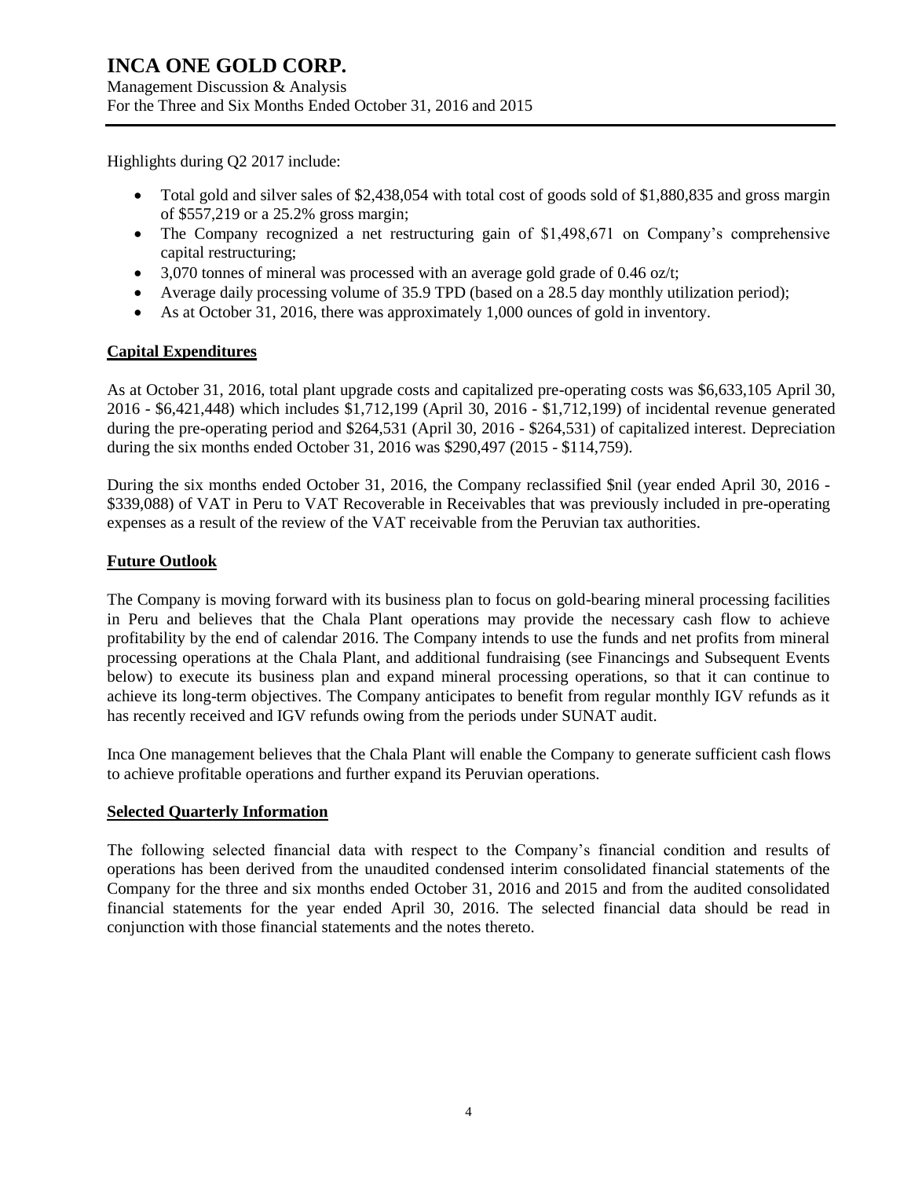Highlights during Q2 2017 include:

- Total gold and silver sales of $2,438,054 with total cost of goods sold of $1,880,835 and gross margin of $557,219 or a 25.2% gross margin;
- The Company recognized a net restructuring gain of $1,498,671 on Company's comprehensive capital restructuring;
- 3,070 tonnes of mineral was processed with an average gold grade of 0.46 oz/t;
- Average daily processing volume of 35.9 TPD (based on a 28.5 day monthly utilization period);
- As at October 31, 2016, there was approximately 1,000 ounces of gold in inventory.

## Capital Expenditures

As at October 31, 2016, total plant upgrade costs and capitalized pre-operating costs was $6,633,105 April 30, 2016 - $6,421,448) which includes $1,712,199 (April 30, 2016 - $1,712,199) of incidental revenue generated during the pre-operating period and $264,531 (April 30, 2016 - $264,531) of capitalized interest. Depreciation during the six months ended October 31, 2016 was $290,497 (2015 - $114,759).

During the six months ended October 31, 2016, the Company reclassified $nil (year ended April 30, 2016 - $339,088) of VAT in Peru to VAT Recoverable in Receivables that was previously included in pre-operating expenses as a result of the review of the VAT receivable from the Peruvian tax authorities.

## Future Outlook

The Company is moving forward with its business plan to focus on gold-bearing mineral processing facilities in Peru and believes that the Chala Plant operations may provide the necessary cash flow to achieve profitability by the end of calendar 2016. The Company intends to use the funds and net profits from mineral processing operations at the Chala Plant, and additional fundraising (see Financings and Subsequent Events below) to execute its business plan and expand mineral processing operations, so that it can continue to achieve its long-term objectives. The Company anticipates to benefit from regular monthly IGV refunds as it has recently received and IGV refunds owing from the periods under SUNAT audit.

Inca One management believes that the Chala Plant will enable the Company to generate sufficient cash flows to achieve profitable operations and further expand its Peruvian operations.

## Selected Quarterly Information

The following selected financial data with respect to the Company's financial condition and results of operations has been derived from the unaudited condensed interim consolidated financial statements of the Company for the three and six months ended October 31, 2016 and 2015 and from the audited consolidated financial statements for the year ended April 30, 2016. The selected financial data should be read in conjunction with those financial statements and the notes thereto.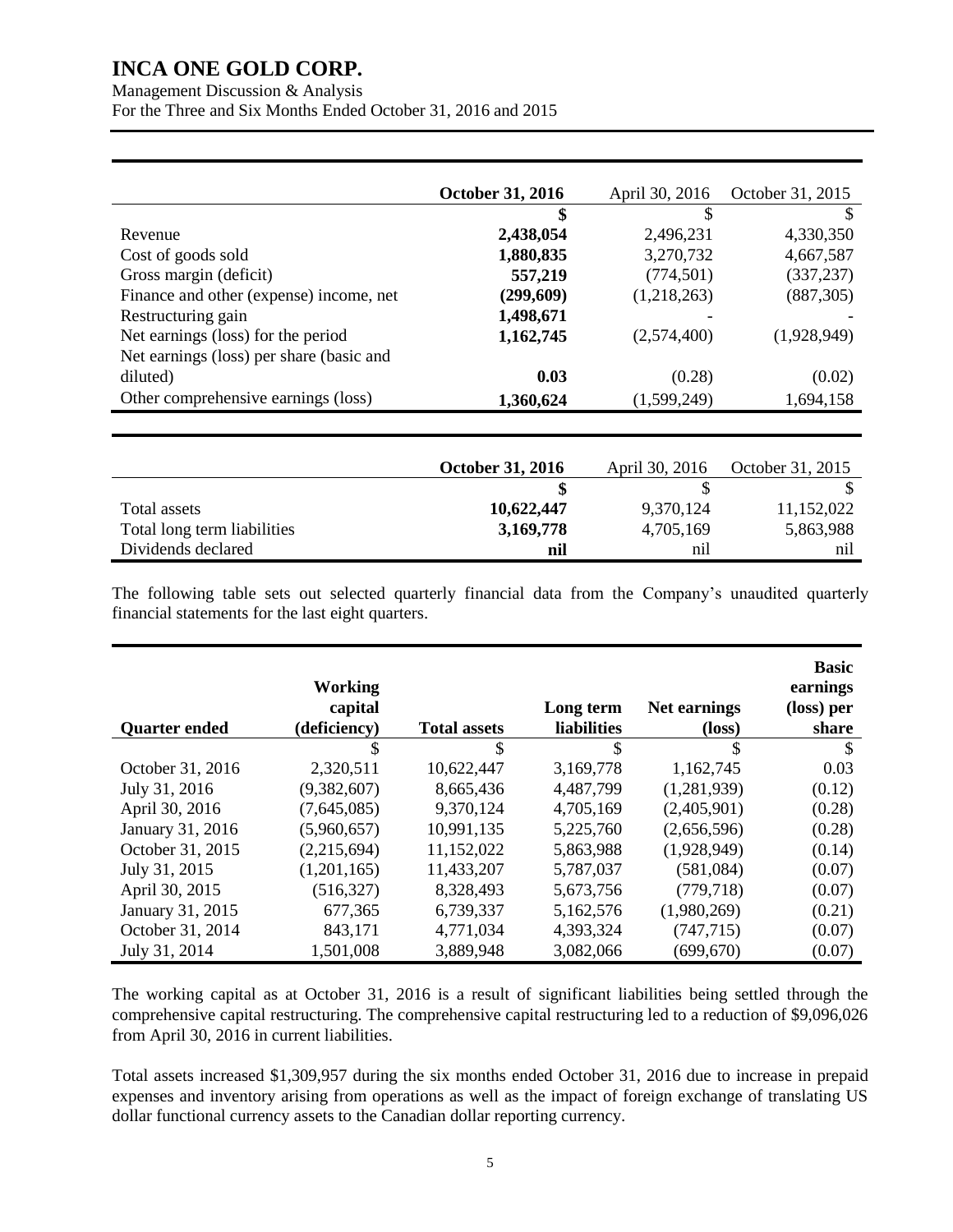|  | **October 31, 2016** | April 30, 2016 | October 31, 2015 |
|---|---|---|---|
|  | **$** | $ | $ |
| Revenue | **2,438,054** | 2,496,231 | 4,330,350 |
| Cost of goods sold | **1,880,835** | 3,270,732 | 4,667,587 |
| Gross margin (deficit) | **557,219** | (774,501) | (337,237) |
| Finance and other (expense) income, net | **(299,609)** | (1,218,263) | (887,305) |
| Restructuring gain | **1,498,671** | - | - |
| Net earnings (loss) for the period | **1,162,745** | (2,574,400) | (1,928,949) |
| Net earnings (loss) per share (basic and diluted) | **0.03** | (0.28) | (0.02) |
| Other comprehensive earnings (loss) | **1,360,624** | (1,599,249) | 1,694,158 |

|  | **October 31, 2016** | April 30, 2016 | October 31, 2015 |
|---|---|---|---|
|  | **$** | $ | $ |
| Total assets | **10,622,447** | 9,370,124 | 11,152,022 |
| Total long term liabilities | **3,169,778** | 4,705,169 | 5,863,988 |
| Dividends declared | **nil** | nil | nil |

The following table sets out selected quarterly financial data from the Company's unaudited quarterly financial statements for the last eight quarters.

| **Quarter ended** | **Working capital (deficiency)** | **Total assets** | **Long term liabilities** | **Net earnings (loss)** | **Basic earnings (loss) per share** |
|---|---|---|---|---|---|
|  | $ | $ | $ | $ | $ |
| October 31, 2016 | 2,320,511 | 10,622,447 | 3,169,778 | 1,162,745 | 0.03 |
| July 31, 2016 | (9,382,607) | 8,665,436 | 4,487,799 | (1,281,939) | (0.12) |
| April 30, 2016 | (7,645,085) | 9,370,124 | 4,705,169 | (2,405,901) | (0.28) |
| January 31, 2016 | (5,960,657) | 10,991,135 | 5,225,760 | (2,656,596) | (0.28) |
| October 31, 2015 | (2,215,694) | 11,152,022 | 5,863,988 | (1,928,949) | (0.14) |
| July 31, 2015 | (1,201,165) | 11,433,207 | 5,787,037 | (581,084) | (0.07) |
| April 30, 2015 | (516,327) | 8,328,493 | 5,673,756 | (779,718) | (0.07) |
| January 31, 2015 | 677,365 | 6,739,337 | 5,162,576 | (1,980,269) | (0.21) |
| October 31, 2014 | 843,171 | 4,771,034 | 4,393,324 | (747,715) | (0.07) |
| July 31, 2014 | 1,501,008 | 3,889,948 | 3,082,066 | (699,670) | (0.07) |

The working capital as at October 31, 2016 is a result of significant liabilities being settled through the comprehensive capital restructuring. The comprehensive capital restructuring led to a reduction of $9,096,026 from April 30, 2016 in current liabilities.

Total assets increased $1,309,957 during the six months ended October 31, 2016 due to increase in prepaid expenses and inventory arising from operations as well as the impact of foreign exchange of translating US dollar functional currency assets to the Canadian dollar reporting currency.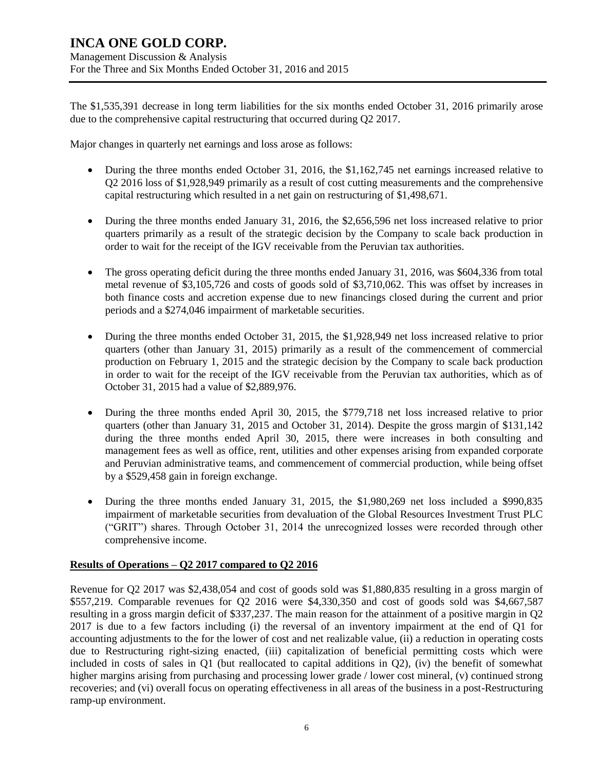The $1,535,391 decrease in long term liabilities for the six months ended October 31, 2016 primarily arose due to the comprehensive capital restructuring that occurred during Q2 2017.

Major changes in quarterly net earnings and loss arose as follows:

- During the three months ended October 31, 2016, the $1,162,745 net earnings increased relative to Q2 2016 loss of $1,928,949 primarily as a result of cost cutting measurements and the comprehensive capital restructuring which resulted in a net gain on restructuring of $1,498,671.
- During the three months ended January 31, 2016, the $2,656,596 net loss increased relative to prior quarters primarily as a result of the strategic decision by the Company to scale back production in order to wait for the receipt of the IGV receivable from the Peruvian tax authorities.
- The gross operating deficit during the three months ended January 31, 2016, was $604,336 from total metal revenue of $3,105,726 and costs of goods sold of $3,710,062. This was offset by increases in both finance costs and accretion expense due to new financings closed during the current and prior periods and a $274,046 impairment of marketable securities.
- During the three months ended October 31, 2015, the $1,928,949 net loss increased relative to prior quarters (other than January 31, 2015) primarily as a result of the commencement of commercial production on February 1, 2015 and the strategic decision by the Company to scale back production in order to wait for the receipt of the IGV receivable from the Peruvian tax authorities, which as of October 31, 2015 had a value of $2,889,976.
- During the three months ended April 30, 2015, the $779,718 net loss increased relative to prior quarters (other than January 31, 2015 and October 31, 2014). Despite the gross margin of $131,142 during the three months ended April 30, 2015, there were increases in both consulting and management fees as well as office, rent, utilities and other expenses arising from expanded corporate and Peruvian administrative teams, and commencement of commercial production, while being offset by a $529,458 gain in foreign exchange.
- During the three months ended January 31, 2015, the $1,980,269 net loss included a $990,835 impairment of marketable securities from devaluation of the Global Resources Investment Trust PLC ("GRIT") shares. Through October 31, 2014 the unrecognized losses were recorded through other comprehensive income.

## Results of Operations – Q2 2017 compared to Q2 2016

Revenue for Q2 2017 was $2,438,054 and cost of goods sold was $1,880,835 resulting in a gross margin of $557,219. Comparable revenues for Q2 2016 were $4,330,350 and cost of goods sold was $4,667,587 resulting in a gross margin deficit of $337,237. The main reason for the attainment of a positive margin in Q2 2017 is due to a few factors including (i) the reversal of an inventory impairment at the end of Q1 for accounting adjustments to the for the lower of cost and net realizable value, (ii) a reduction in operating costs due to Restructuring right-sizing enacted, (iii) capitalization of beneficial permitting costs which were included in costs of sales in Q1 (but reallocated to capital additions in Q2), (iv) the benefit of somewhat higher margins arising from purchasing and processing lower grade / lower cost mineral, (v) continued strong recoveries; and (vi) overall focus on operating effectiveness in all areas of the business in a post-Restructuring ramp-up environment.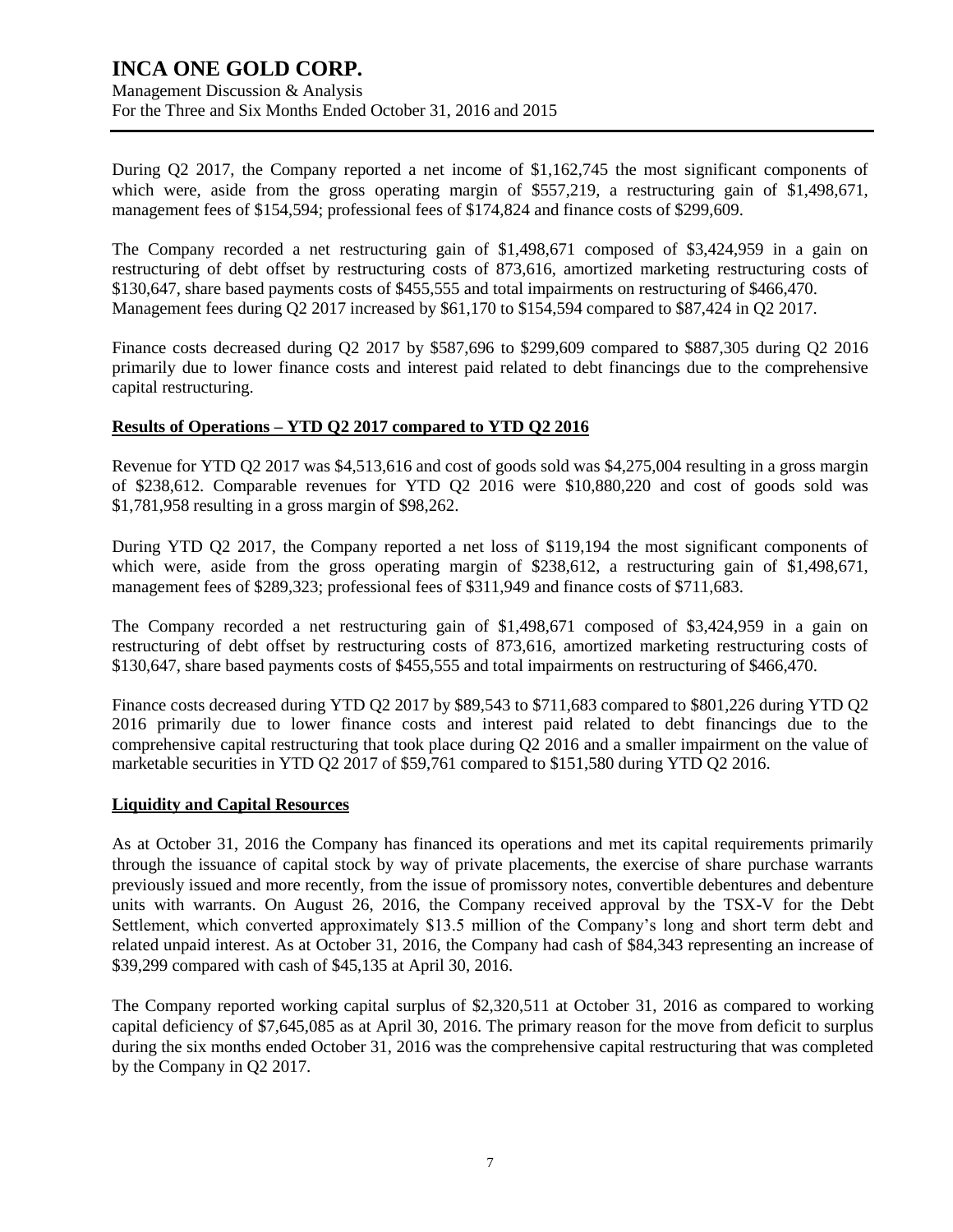During Q2 2017, the Company reported a net income of $1,162,745 the most significant components of which were, aside from the gross operating margin of $557,219, a restructuring gain of $1,498,671, management fees of $154,594; professional fees of $174,824 and finance costs of $299,609.

The Company recorded a net restructuring gain of $1,498,671 composed of $3,424,959 in a gain on restructuring of debt offset by restructuring costs of 873,616, amortized marketing restructuring costs of $130,647, share based payments costs of $455,555 and total impairments on restructuring of $466,470. Management fees during Q2 2017 increased by $61,170 to $154,594 compared to $87,424 in Q2 2017.

Finance costs decreased during Q2 2017 by $587,696 to $299,609 compared to $887,305 during Q2 2016 primarily due to lower finance costs and interest paid related to debt financings due to the comprehensive capital restructuring.

## Results of Operations – YTD Q2 2017 compared to YTD Q2 2016

Revenue for YTD Q2 2017 was $4,513,616 and cost of goods sold was $4,275,004 resulting in a gross margin of $238,612. Comparable revenues for YTD Q2 2016 were $10,880,220 and cost of goods sold was $1,781,958 resulting in a gross margin of $98,262.

During YTD Q2 2017, the Company reported a net loss of $119,194 the most significant components of which were, aside from the gross operating margin of $238,612, a restructuring gain of $1,498,671, management fees of $289,323; professional fees of $311,949 and finance costs of $711,683.

The Company recorded a net restructuring gain of $1,498,671 composed of $3,424,959 in a gain on restructuring of debt offset by restructuring costs of 873,616, amortized marketing restructuring costs of $130,647, share based payments costs of $455,555 and total impairments on restructuring of $466,470.

Finance costs decreased during YTD Q2 2017 by $89,543 to $711,683 compared to $801,226 during YTD Q2 2016 primarily due to lower finance costs and interest paid related to debt financings due to the comprehensive capital restructuring that took place during Q2 2016 and a smaller impairment on the value of marketable securities in YTD Q2 2017 of $59,761 compared to $151,580 during YTD Q2 2016.

## Liquidity and Capital Resources

As at October 31, 2016 the Company has financed its operations and met its capital requirements primarily through the issuance of capital stock by way of private placements, the exercise of share purchase warrants previously issued and more recently, from the issue of promissory notes, convertible debentures and debenture units with warrants. On August 26, 2016, the Company received approval by the TSX-V for the Debt Settlement, which converted approximately $13.5 million of the Company's long and short term debt and related unpaid interest. As at October 31, 2016, the Company had cash of $84,343 representing an increase of $39,299 compared with cash of $45,135 at April 30, 2016.

The Company reported working capital surplus of $2,320,511 at October 31, 2016 as compared to working capital deficiency of $7,645,085 as at April 30, 2016. The primary reason for the move from deficit to surplus during the six months ended October 31, 2016 was the comprehensive capital restructuring that was completed by the Company in Q2 2017.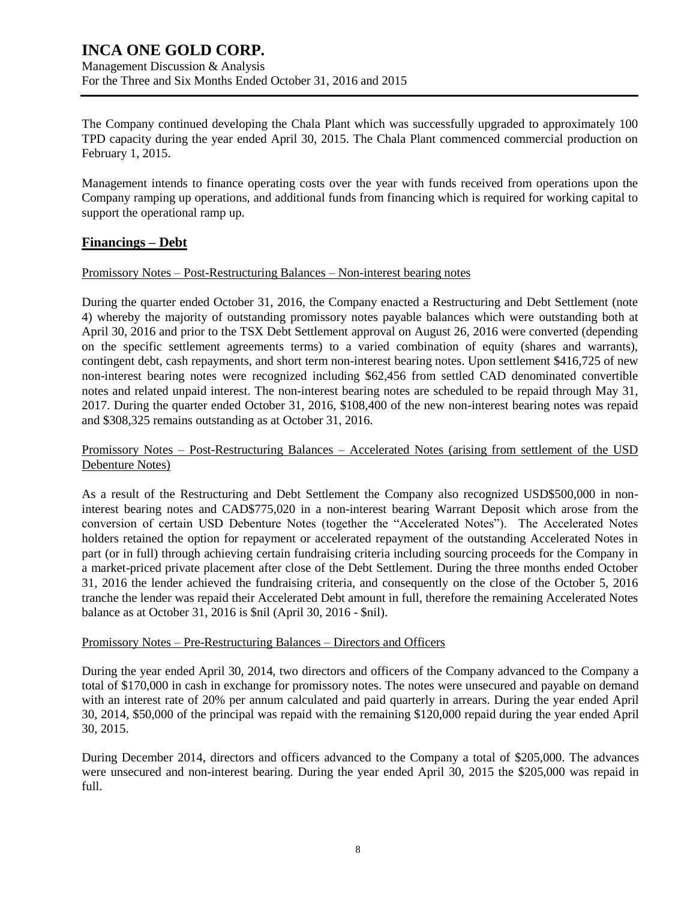The Company continued developing the Chala Plant which was successfully upgraded to approximately 100 TPD capacity during the year ended April 30, 2015. The Chala Plant commenced commercial production on February 1, 2015.

Management intends to finance operating costs over the year with funds received from operations upon the Company ramping up operations, and additional funds from financing which is required for working capital to support the operational ramp up.

## Financings – Debt

Promissory Notes – Post-Restructuring Balances – Non-interest bearing notes

During the quarter ended October 31, 2016, the Company enacted a Restructuring and Debt Settlement (note 4) whereby the majority of outstanding promissory notes payable balances which were outstanding both at April 30, 2016 and prior to the TSX Debt Settlement approval on August 26, 2016 were converted (depending on the specific settlement agreements terms) to a varied combination of equity (shares and warrants), contingent debt, cash repayments, and short term non-interest bearing notes. Upon settlement $416,725 of new non-interest bearing notes were recognized including $62,456 from settled CAD denominated convertible notes and related unpaid interest. The non-interest bearing notes are scheduled to be repaid through May 31, 2017. During the quarter ended October 31, 2016, $108,400 of the new non-interest bearing notes was repaid and $308,325 remains outstanding as at October 31, 2016.

Promissory Notes – Post-Restructuring Balances – Accelerated Notes (arising from settlement of the USD Debenture Notes)

As a result of the Restructuring and Debt Settlement the Company also recognized USD$500,000 in non-interest bearing notes and CAD$775,020 in a non-interest bearing Warrant Deposit which arose from the conversion of certain USD Debenture Notes (together the "Accelerated Notes"). The Accelerated Notes holders retained the option for repayment or accelerated repayment of the outstanding Accelerated Notes in part (or in full) through achieving certain fundraising criteria including sourcing proceeds for the Company in a market-priced private placement after close of the Debt Settlement. During the three months ended October 31, 2016 the lender achieved the fundraising criteria, and consequently on the close of the October 5, 2016 tranche the lender was repaid their Accelerated Debt amount in full, therefore the remaining Accelerated Notes balance as at October 31, 2016 is $nil (April 30, 2016 - $nil).

Promissory Notes – Pre-Restructuring Balances – Directors and Officers

During the year ended April 30, 2014, two directors and officers of the Company advanced to the Company a total of $170,000 in cash in exchange for promissory notes. The notes were unsecured and payable on demand with an interest rate of 20% per annum calculated and paid quarterly in arrears. During the year ended April 30, 2014, $50,000 of the principal was repaid with the remaining $120,000 repaid during the year ended April 30, 2015.

During December 2014, directors and officers advanced to the Company a total of $205,000. The advances were unsecured and non-interest bearing. During the year ended April 30, 2015 the $205,000 was repaid in full.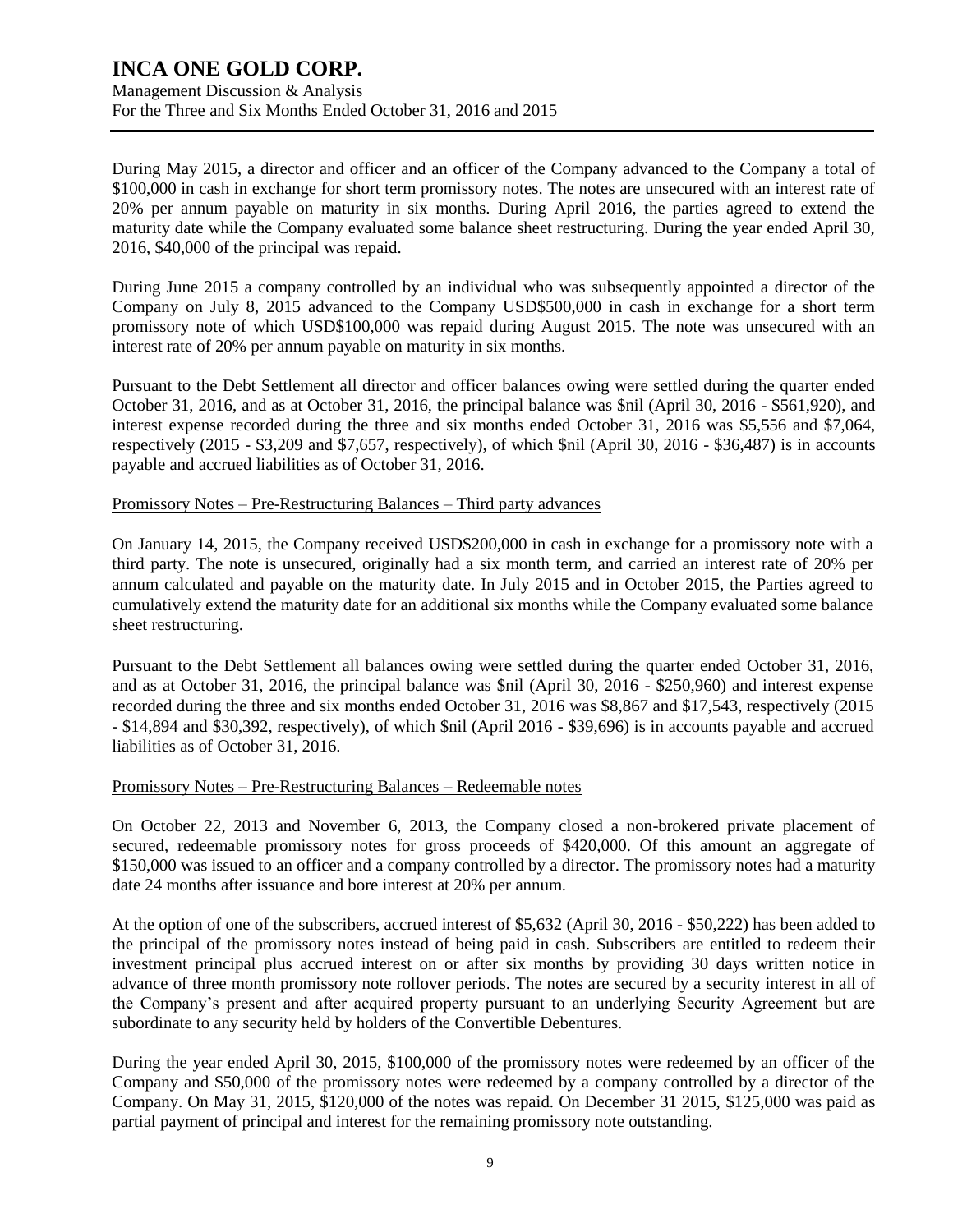During May 2015, a director and officer and an officer of the Company advanced to the Company a total of $100,000 in cash in exchange for short term promissory notes. The notes are unsecured with an interest rate of 20% per annum payable on maturity in six months. During April 2016, the parties agreed to extend the maturity date while the Company evaluated some balance sheet restructuring. During the year ended April 30, 2016, $40,000 of the principal was repaid.

During June 2015 a company controlled by an individual who was subsequently appointed a director of the Company on July 8, 2015 advanced to the Company USD$500,000 in cash in exchange for a short term promissory note of which USD$100,000 was repaid during August 2015. The note was unsecured with an interest rate of 20% per annum payable on maturity in six months.

Pursuant to the Debt Settlement all director and officer balances owing were settled during the quarter ended October 31, 2016, and as at October 31, 2016, the principal balance was $nil (April 30, 2016 - $561,920), and interest expense recorded during the three and six months ended October 31, 2016 was $5,556 and $7,064, respectively (2015 - $3,209 and $7,657, respectively), of which $nil (April 30, 2016 - $36,487) is in accounts payable and accrued liabilities as of October 31, 2016.

## Promissory Notes – Pre-Restructuring Balances – Third party advances

On January 14, 2015, the Company received USD$200,000 in cash in exchange for a promissory note with a third party. The note is unsecured, originally had a six month term, and carried an interest rate of 20% per annum calculated and payable on the maturity date. In July 2015 and in October 2015, the Parties agreed to cumulatively extend the maturity date for an additional six months while the Company evaluated some balance sheet restructuring.

Pursuant to the Debt Settlement all balances owing were settled during the quarter ended October 31, 2016, and as at October 31, 2016, the principal balance was $nil (April 30, 2016 - $250,960) and interest expense recorded during the three and six months ended October 31, 2016 was $8,867 and $17,543, respectively (2015 - $14,894 and $30,392, respectively), of which $nil (April 2016 - $39,696) is in accounts payable and accrued liabilities as of October 31, 2016.

## Promissory Notes – Pre-Restructuring Balances – Redeemable notes

On October 22, 2013 and November 6, 2013, the Company closed a non-brokered private placement of secured, redeemable promissory notes for gross proceeds of $420,000. Of this amount an aggregate of $150,000 was issued to an officer and a company controlled by a director. The promissory notes had a maturity date 24 months after issuance and bore interest at 20% per annum.

At the option of one of the subscribers, accrued interest of $5,632 (April 30, 2016 - $50,222) has been added to the principal of the promissory notes instead of being paid in cash. Subscribers are entitled to redeem their investment principal plus accrued interest on or after six months by providing 30 days written notice in advance of three month promissory note rollover periods. The notes are secured by a security interest in all of the Company's present and after acquired property pursuant to an underlying Security Agreement but are subordinate to any security held by holders of the Convertible Debentures.

During the year ended April 30, 2015, $100,000 of the promissory notes were redeemed by an officer of the Company and $50,000 of the promissory notes were redeemed by a company controlled by a director of the Company. On May 31, 2015, $120,000 of the notes was repaid. On December 31 2015, $125,000 was paid as partial payment of principal and interest for the remaining promissory note outstanding.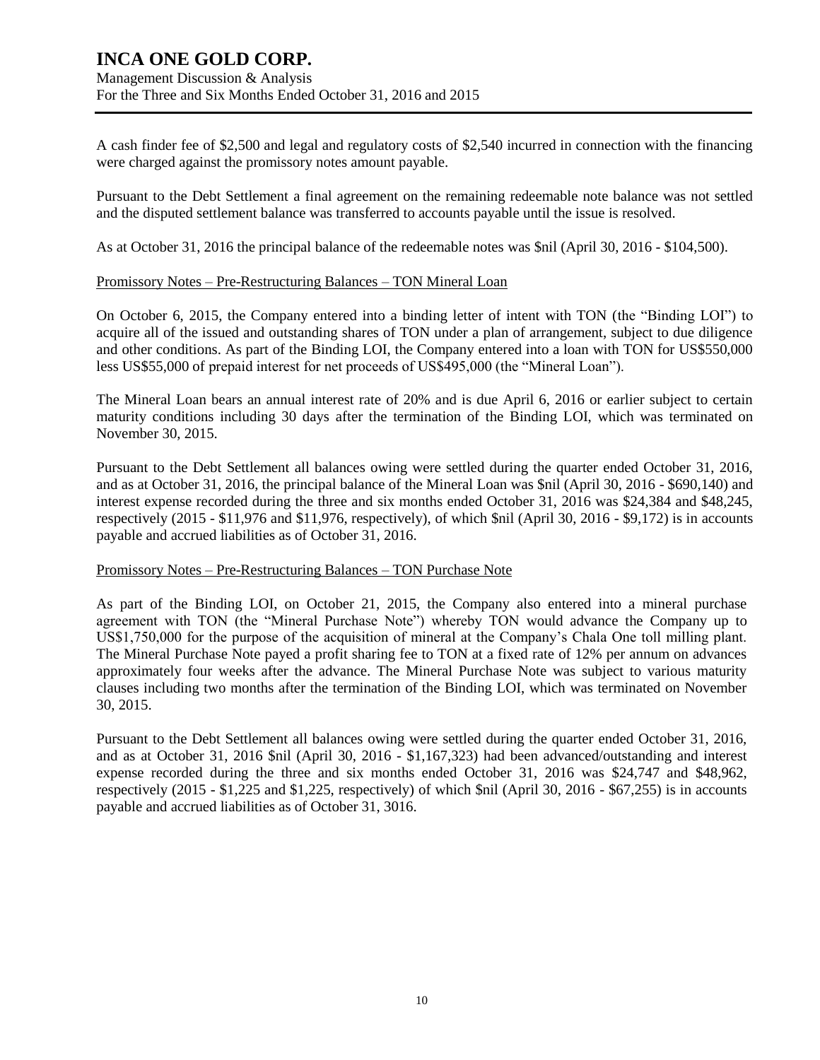A cash finder fee of $2,500 and legal and regulatory costs of $2,540 incurred in connection with the financing were charged against the promissory notes amount payable.

Pursuant to the Debt Settlement a final agreement on the remaining redeemable note balance was not settled and the disputed settlement balance was transferred to accounts payable until the issue is resolved.

As at October 31, 2016 the principal balance of the redeemable notes was $nil (April 30, 2016 - $104,500).

Promissory Notes – Pre-Restructuring Balances – TON Mineral Loan

On October 6, 2015, the Company entered into a binding letter of intent with TON (the "Binding LOI") to acquire all of the issued and outstanding shares of TON under a plan of arrangement, subject to due diligence and other conditions. As part of the Binding LOI, the Company entered into a loan with TON for US$550,000 less US$55,000 of prepaid interest for net proceeds of US$495,000 (the "Mineral Loan").

The Mineral Loan bears an annual interest rate of 20% and is due April 6, 2016 or earlier subject to certain maturity conditions including 30 days after the termination of the Binding LOI, which was terminated on November 30, 2015.

Pursuant to the Debt Settlement all balances owing were settled during the quarter ended October 31, 2016, and as at October 31, 2016, the principal balance of the Mineral Loan was $nil (April 30, 2016 - $690,140) and interest expense recorded during the three and six months ended October 31, 2016 was $24,384 and $48,245, respectively (2015 - $11,976 and $11,976, respectively), of which $nil (April 30, 2016 - $9,172) is in accounts payable and accrued liabilities as of October 31, 2016.

Promissory Notes – Pre-Restructuring Balances – TON Purchase Note

As part of the Binding LOI, on October 21, 2015, the Company also entered into a mineral purchase agreement with TON (the "Mineral Purchase Note") whereby TON would advance the Company up to US$1,750,000 for the purpose of the acquisition of mineral at the Company's Chala One toll milling plant. The Mineral Purchase Note payed a profit sharing fee to TON at a fixed rate of 12% per annum on advances approximately four weeks after the advance. The Mineral Purchase Note was subject to various maturity clauses including two months after the termination of the Binding LOI, which was terminated on November 30, 2015.

Pursuant to the Debt Settlement all balances owing were settled during the quarter ended October 31, 2016, and as at October 31, 2016 $nil (April 30, 2016 - $1,167,323) had been advanced/outstanding and interest expense recorded during the three and six months ended October 31, 2016 was $24,747 and $48,962, respectively (2015 - $1,225 and $1,225, respectively) of which $nil (April 30, 2016 - $67,255) is in accounts payable and accrued liabilities as of October 31, 3016.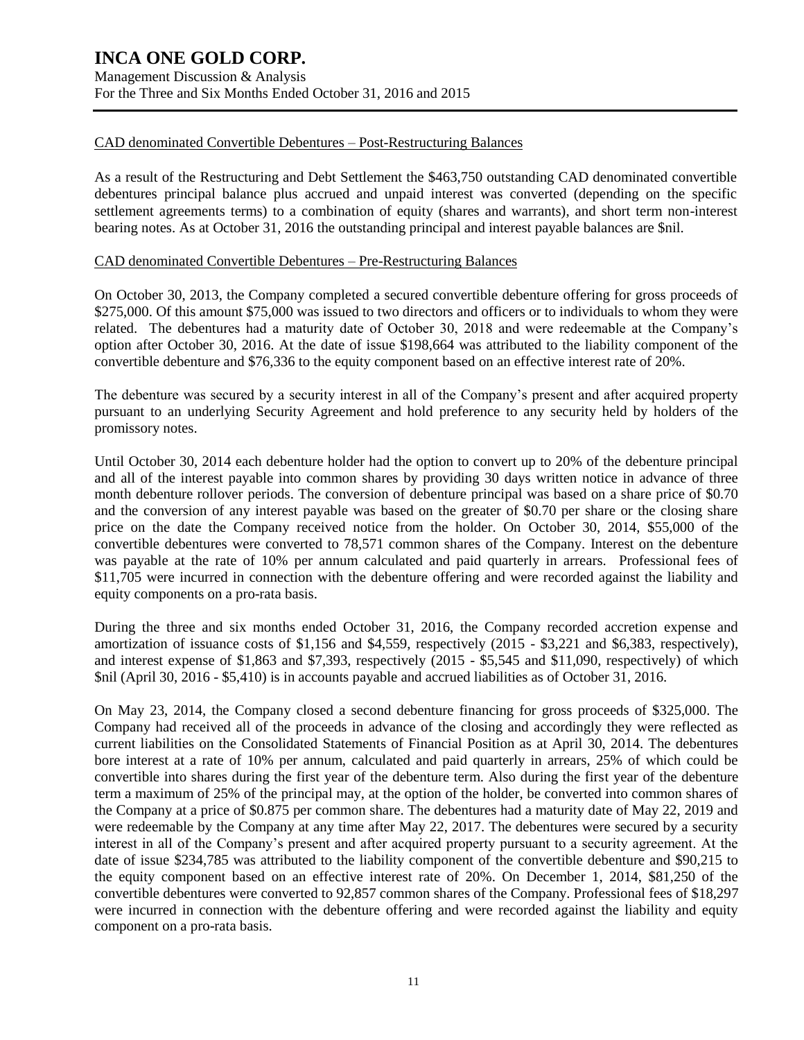CAD denominated Convertible Debentures – Post-Restructuring Balances

As a result of the Restructuring and Debt Settlement the $463,750 outstanding CAD denominated convertible debentures principal balance plus accrued and unpaid interest was converted (depending on the specific settlement agreements terms) to a combination of equity (shares and warrants), and short term non-interest bearing notes. As at October 31, 2016 the outstanding principal and interest payable balances are $nil.

CAD denominated Convertible Debentures – Pre-Restructuring Balances

On October 30, 2013, the Company completed a secured convertible debenture offering for gross proceeds of $275,000. Of this amount $75,000 was issued to two directors and officers or to individuals to whom they were related. The debentures had a maturity date of October 30, 2018 and were redeemable at the Company's option after October 30, 2016. At the date of issue $198,664 was attributed to the liability component of the convertible debenture and $76,336 to the equity component based on an effective interest rate of 20%.

The debenture was secured by a security interest in all of the Company's present and after acquired property pursuant to an underlying Security Agreement and hold preference to any security held by holders of the promissory notes.

Until October 30, 2014 each debenture holder had the option to convert up to 20% of the debenture principal and all of the interest payable into common shares by providing 30 days written notice in advance of three month debenture rollover periods. The conversion of debenture principal was based on a share price of $0.70 and the conversion of any interest payable was based on the greater of $0.70 per share or the closing share price on the date the Company received notice from the holder. On October 30, 2014, $55,000 of the convertible debentures were converted to 78,571 common shares of the Company. Interest on the debenture was payable at the rate of 10% per annum calculated and paid quarterly in arrears. Professional fees of $11,705 were incurred in connection with the debenture offering and were recorded against the liability and equity components on a pro-rata basis.

During the three and six months ended October 31, 2016, the Company recorded accretion expense and amortization of issuance costs of $1,156 and $4,559, respectively (2015 - $3,221 and $6,383, respectively), and interest expense of $1,863 and $7,393, respectively (2015 - $5,545 and $11,090, respectively) of which $nil (April 30, 2016 - $5,410) is in accounts payable and accrued liabilities as of October 31, 2016.

On May 23, 2014, the Company closed a second debenture financing for gross proceeds of $325,000. The Company had received all of the proceeds in advance of the closing and accordingly they were reflected as current liabilities on the Consolidated Statements of Financial Position as at April 30, 2014. The debentures bore interest at a rate of 10% per annum, calculated and paid quarterly in arrears, 25% of which could be convertible into shares during the first year of the debenture term. Also during the first year of the debenture term a maximum of 25% of the principal may, at the option of the holder, be converted into common shares of the Company at a price of $0.875 per common share. The debentures had a maturity date of May 22, 2019 and were redeemable by the Company at any time after May 22, 2017. The debentures were secured by a security interest in all of the Company's present and after acquired property pursuant to a security agreement. At the date of issue $234,785 was attributed to the liability component of the convertible debenture and $90,215 to the equity component based on an effective interest rate of 20%. On December 1, 2014, $81,250 of the convertible debentures were converted to 92,857 common shares of the Company. Professional fees of $18,297 were incurred in connection with the debenture offering and were recorded against the liability and equity component on a pro-rata basis.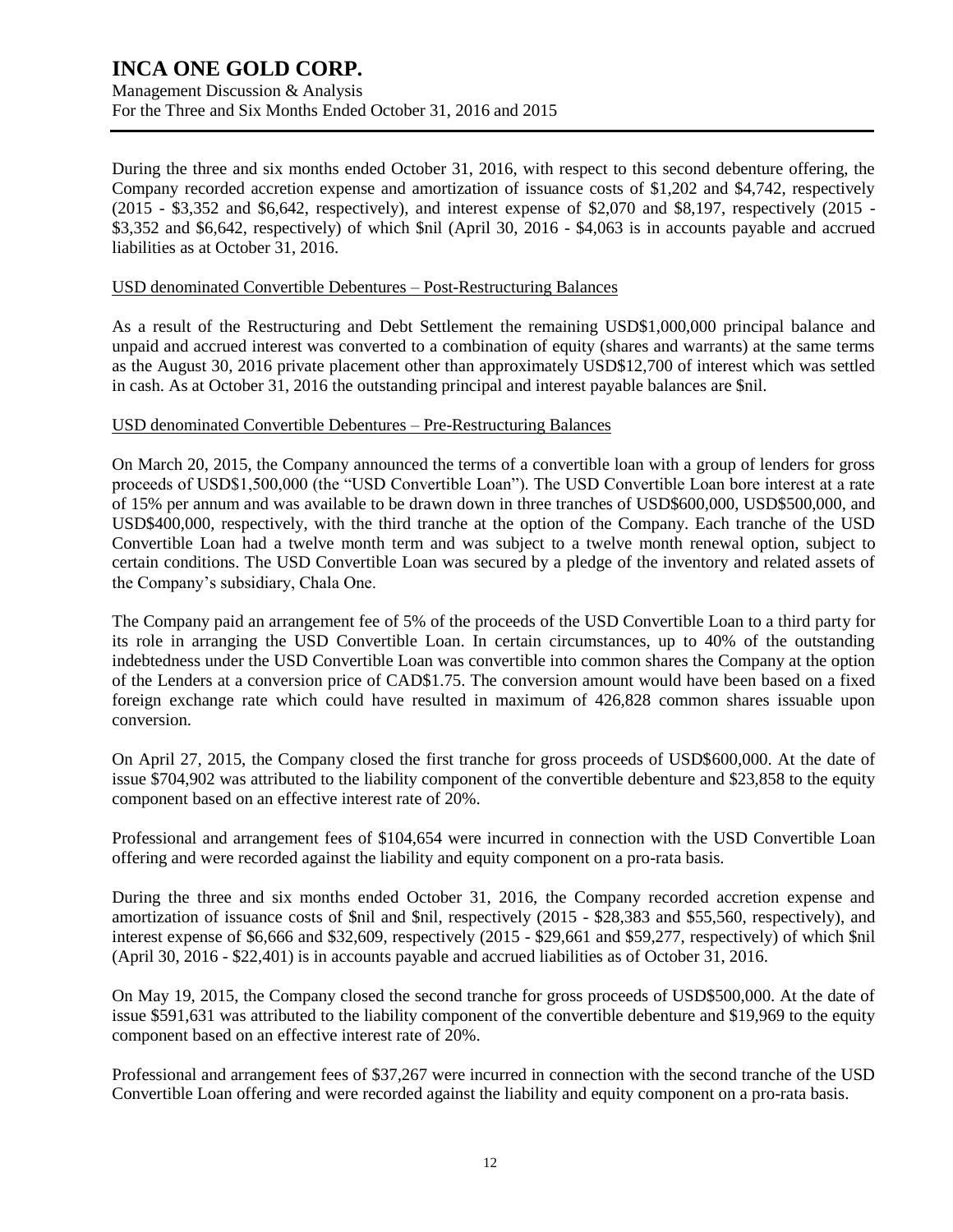During the three and six months ended October 31, 2016, with respect to this second debenture offering, the Company recorded accretion expense and amortization of issuance costs of $1,202 and $4,742, respectively (2015 - $3,352 and $6,642, respectively), and interest expense of $2,070 and $8,197, respectively (2015 - $3,352 and $6,642, respectively) of which $nil (April 30, 2016 - $4,063 is in accounts payable and accrued liabilities as at October 31, 2016.

USD denominated Convertible Debentures – Post-Restructuring Balances

As a result of the Restructuring and Debt Settlement the remaining USD$1,000,000 principal balance and unpaid and accrued interest was converted to a combination of equity (shares and warrants) at the same terms as the August 30, 2016 private placement other than approximately USD$12,700 of interest which was settled in cash. As at October 31, 2016 the outstanding principal and interest payable balances are $nil.

USD denominated Convertible Debentures – Pre-Restructuring Balances

On March 20, 2015, the Company announced the terms of a convertible loan with a group of lenders for gross proceeds of USD$1,500,000 (the "USD Convertible Loan"). The USD Convertible Loan bore interest at a rate of 15% per annum and was available to be drawn down in three tranches of USD$600,000, USD$500,000, and USD$400,000, respectively, with the third tranche at the option of the Company. Each tranche of the USD Convertible Loan had a twelve month term and was subject to a twelve month renewal option, subject to certain conditions. The USD Convertible Loan was secured by a pledge of the inventory and related assets of the Company's subsidiary, Chala One.

The Company paid an arrangement fee of 5% of the proceeds of the USD Convertible Loan to a third party for its role in arranging the USD Convertible Loan. In certain circumstances, up to 40% of the outstanding indebtedness under the USD Convertible Loan was convertible into common shares the Company at the option of the Lenders at a conversion price of CAD$1.75. The conversion amount would have been based on a fixed foreign exchange rate which could have resulted in maximum of 426,828 common shares issuable upon conversion.

On April 27, 2015, the Company closed the first tranche for gross proceeds of USD$600,000. At the date of issue $704,902 was attributed to the liability component of the convertible debenture and $23,858 to the equity component based on an effective interest rate of 20%.

Professional and arrangement fees of $104,654 were incurred in connection with the USD Convertible Loan offering and were recorded against the liability and equity component on a pro-rata basis.

During the three and six months ended October 31, 2016, the Company recorded accretion expense and amortization of issuance costs of $nil and $nil, respectively (2015 - $28,383 and $55,560, respectively), and interest expense of $6,666 and $32,609, respectively (2015 - $29,661 and $59,277, respectively) of which $nil (April 30, 2016 - $22,401) is in accounts payable and accrued liabilities as of October 31, 2016.

On May 19, 2015, the Company closed the second tranche for gross proceeds of USD$500,000. At the date of issue $591,631 was attributed to the liability component of the convertible debenture and $19,969 to the equity component based on an effective interest rate of 20%.

Professional and arrangement fees of $37,267 were incurred in connection with the second tranche of the USD Convertible Loan offering and were recorded against the liability and equity component on a pro-rata basis.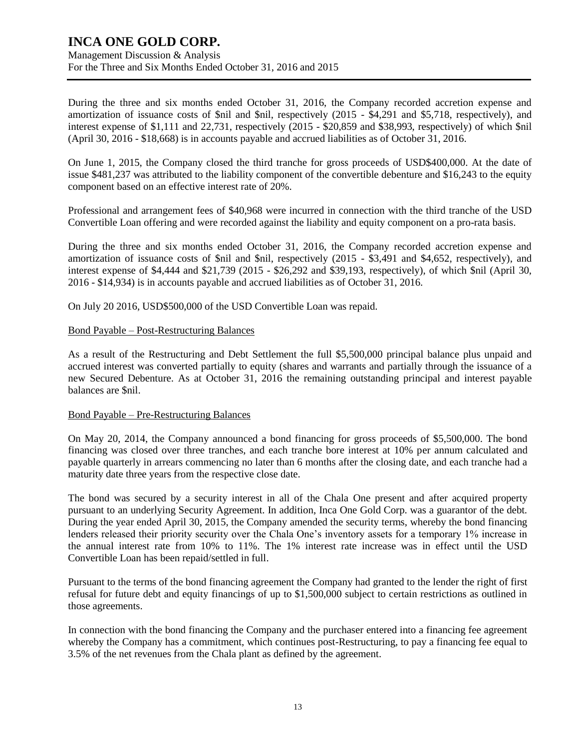During the three and six months ended October 31, 2016, the Company recorded accretion expense and amortization of issuance costs of $nil and $nil, respectively (2015 - $4,291 and $5,718, respectively), and interest expense of $1,111 and 22,731, respectively (2015 - $20,859 and $38,993, respectively) of which $nil (April 30, 2016 - $18,668) is in accounts payable and accrued liabilities as of October 31, 2016.

On June 1, 2015, the Company closed the third tranche for gross proceeds of USD$400,000. At the date of issue $481,237 was attributed to the liability component of the convertible debenture and $16,243 to the equity component based on an effective interest rate of 20%.

Professional and arrangement fees of $40,968 were incurred in connection with the third tranche of the USD Convertible Loan offering and were recorded against the liability and equity component on a pro-rata basis.

During the three and six months ended October 31, 2016, the Company recorded accretion expense and amortization of issuance costs of $nil and $nil, respectively (2015 - $3,491 and $4,652, respectively), and interest expense of $4,444 and $21,739 (2015 - $26,292 and $39,193, respectively), of which $nil (April 30, 2016 - $14,934) is in accounts payable and accrued liabilities as of October 31, 2016.

On July 20 2016, USD$500,000 of the USD Convertible Loan was repaid.

Bond Payable – Post-Restructuring Balances

As a result of the Restructuring and Debt Settlement the full $5,500,000 principal balance plus unpaid and accrued interest was converted partially to equity (shares and warrants and partially through the issuance of a new Secured Debenture. As at October 31, 2016 the remaining outstanding principal and interest payable balances are $nil.

Bond Payable – Pre-Restructuring Balances

On May 20, 2014, the Company announced a bond financing for gross proceeds of $5,500,000. The bond financing was closed over three tranches, and each tranche bore interest at 10% per annum calculated and payable quarterly in arrears commencing no later than 6 months after the closing date, and each tranche had a maturity date three years from the respective close date.

The bond was secured by a security interest in all of the Chala One present and after acquired property pursuant to an underlying Security Agreement. In addition, Inca One Gold Corp. was a guarantor of the debt. During the year ended April 30, 2015, the Company amended the security terms, whereby the bond financing lenders released their priority security over the Chala One's inventory assets for a temporary 1% increase in the annual interest rate from 10% to 11%. The 1% interest rate increase was in effect until the USD Convertible Loan has been repaid/settled in full.

Pursuant to the terms of the bond financing agreement the Company had granted to the lender the right of first refusal for future debt and equity financings of up to $1,500,000 subject to certain restrictions as outlined in those agreements.

In connection with the bond financing the Company and the purchaser entered into a financing fee agreement whereby the Company has a commitment, which continues post-Restructuring, to pay a financing fee equal to 3.5% of the net revenues from the Chala plant as defined by the agreement.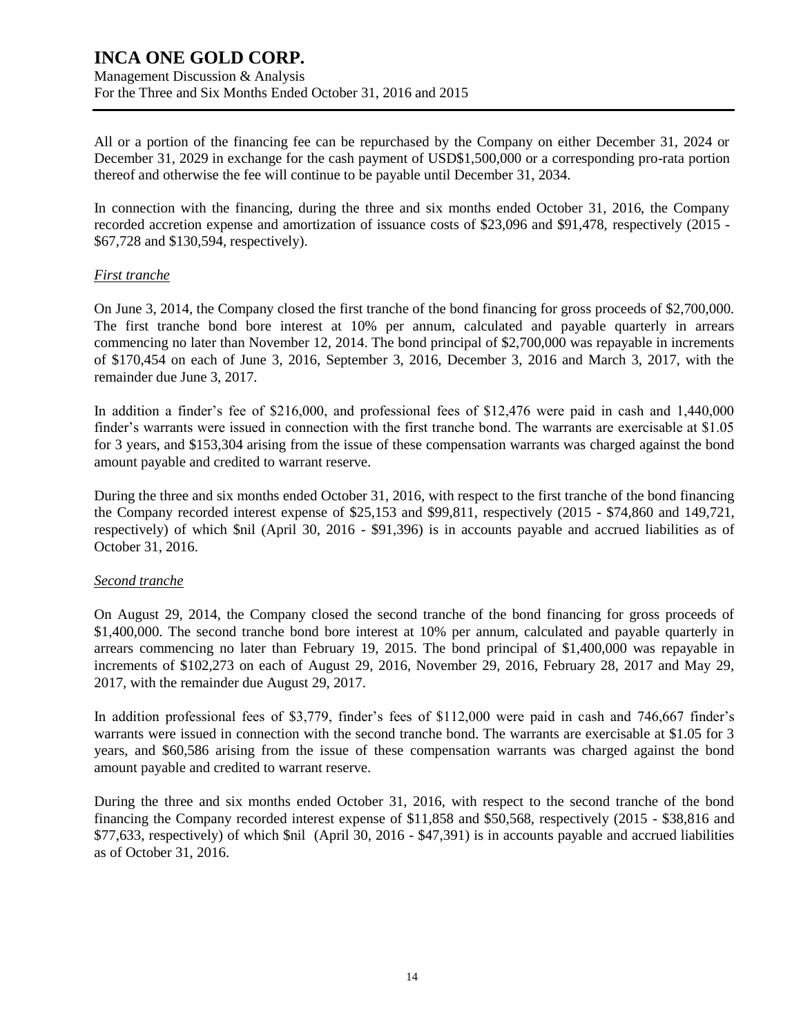All or a portion of the financing fee can be repurchased by the Company on either December 31, 2024 or December 31, 2029 in exchange for the cash payment of USD$1,500,000 or a corresponding pro-rata portion thereof and otherwise the fee will continue to be payable until December 31, 2034.

In connection with the financing, during the three and six months ended October 31, 2016, the Company recorded accretion expense and amortization of issuance costs of $23,096 and $91,478, respectively (2015 - $67,728 and $130,594, respectively).

*First tranche*

On June 3, 2014, the Company closed the first tranche of the bond financing for gross proceeds of $2,700,000. The first tranche bond bore interest at 10% per annum, calculated and payable quarterly in arrears commencing no later than November 12, 2014. The bond principal of $2,700,000 was repayable in increments of $170,454 on each of June 3, 2016, September 3, 2016, December 3, 2016 and March 3, 2017, with the remainder due June 3, 2017.

In addition a finder's fee of $216,000, and professional fees of $12,476 were paid in cash and 1,440,000 finder's warrants were issued in connection with the first tranche bond. The warrants are exercisable at $1.05 for 3 years, and $153,304 arising from the issue of these compensation warrants was charged against the bond amount payable and credited to warrant reserve.

During the three and six months ended October 31, 2016, with respect to the first tranche of the bond financing the Company recorded interest expense of $25,153 and $99,811, respectively (2015 - $74,860 and 149,721, respectively) of which $nil (April 30, 2016 - $91,396) is in accounts payable and accrued liabilities as of October 31, 2016.

*Second tranche*

On August 29, 2014, the Company closed the second tranche of the bond financing for gross proceeds of $1,400,000. The second tranche bond bore interest at 10% per annum, calculated and payable quarterly in arrears commencing no later than February 19, 2015. The bond principal of $1,400,000 was repayable in increments of $102,273 on each of August 29, 2016, November 29, 2016, February 28, 2017 and May 29, 2017, with the remainder due August 29, 2017.

In addition professional fees of $3,779, finder's fees of $112,000 were paid in cash and 746,667 finder's warrants were issued in connection with the second tranche bond. The warrants are exercisable at $1.05 for 3 years, and $60,586 arising from the issue of these compensation warrants was charged against the bond amount payable and credited to warrant reserve.

During the three and six months ended October 31, 2016, with respect to the second tranche of the bond financing the Company recorded interest expense of $11,858 and $50,568, respectively (2015 - $38,816 and $77,633, respectively) of which $nil (April 30, 2016 - $47,391) is in accounts payable and accrued liabilities as of October 31, 2016.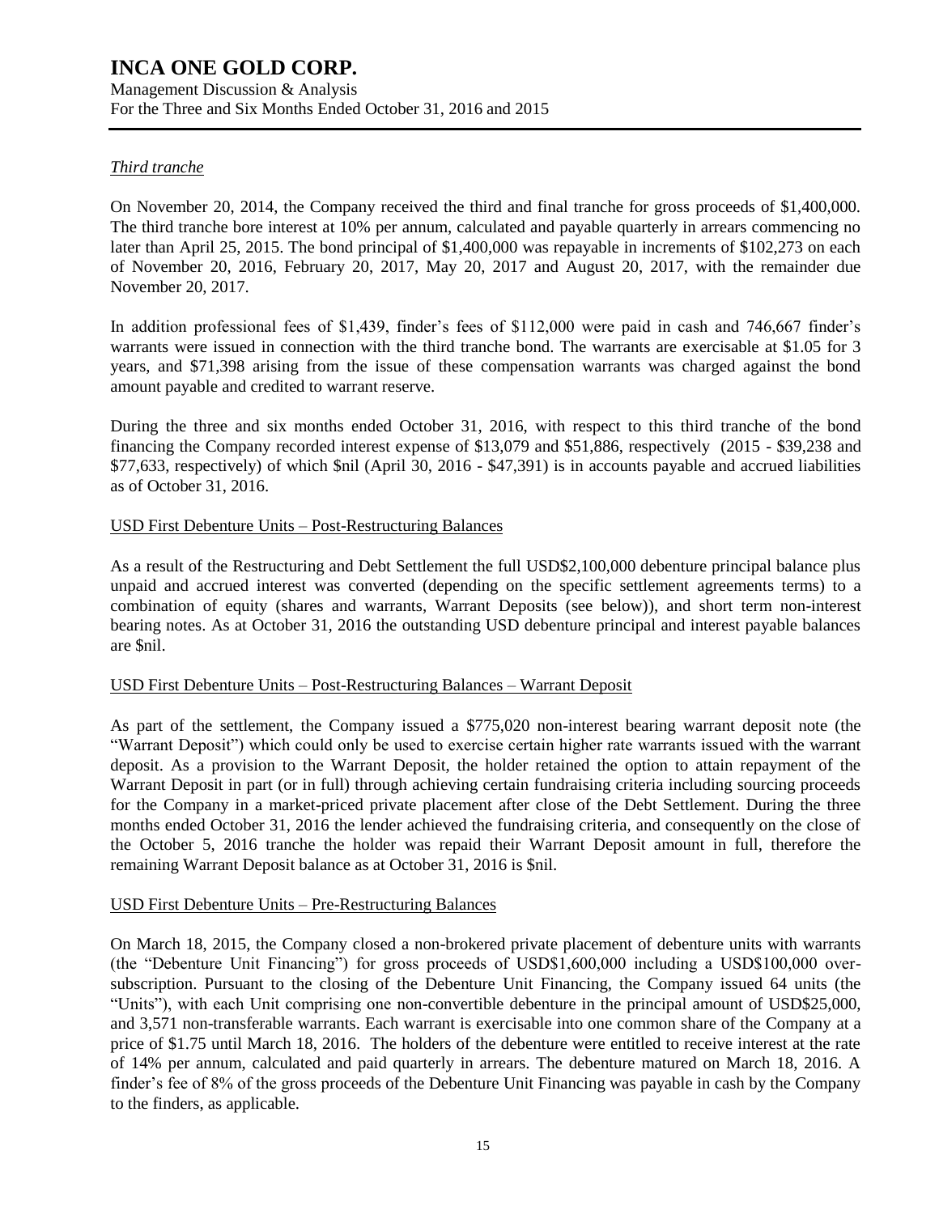*Third tranche*

On November 20, 2014, the Company received the third and final tranche for gross proceeds of $1,400,000. The third tranche bore interest at 10% per annum, calculated and payable quarterly in arrears commencing no later than April 25, 2015. The bond principal of $1,400,000 was repayable in increments of $102,273 on each of November 20, 2016, February 20, 2017, May 20, 2017 and August 20, 2017, with the remainder due November 20, 2017.

In addition professional fees of $1,439, finder's fees of $112,000 were paid in cash and 746,667 finder's warrants were issued in connection with the third tranche bond. The warrants are exercisable at $1.05 for 3 years, and $71,398 arising from the issue of these compensation warrants was charged against the bond amount payable and credited to warrant reserve.

During the three and six months ended October 31, 2016, with respect to this third tranche of the bond financing the Company recorded interest expense of $13,079 and $51,886, respectively (2015 - $39,238 and $77,633, respectively) of which $nil (April 30, 2016 - $47,391) is in accounts payable and accrued liabilities as of October 31, 2016.

USD First Debenture Units – Post-Restructuring Balances

As a result of the Restructuring and Debt Settlement the full USD$2,100,000 debenture principal balance plus unpaid and accrued interest was converted (depending on the specific settlement agreements terms) to a combination of equity (shares and warrants, Warrant Deposits (see below)), and short term non-interest bearing notes. As at October 31, 2016 the outstanding USD debenture principal and interest payable balances are $nil.

USD First Debenture Units – Post-Restructuring Balances – Warrant Deposit

As part of the settlement, the Company issued a $775,020 non-interest bearing warrant deposit note (the "Warrant Deposit") which could only be used to exercise certain higher rate warrants issued with the warrant deposit. As a provision to the Warrant Deposit, the holder retained the option to attain repayment of the Warrant Deposit in part (or in full) through achieving certain fundraising criteria including sourcing proceeds for the Company in a market-priced private placement after close of the Debt Settlement. During the three months ended October 31, 2016 the lender achieved the fundraising criteria, and consequently on the close of the October 5, 2016 tranche the holder was repaid their Warrant Deposit amount in full, therefore the remaining Warrant Deposit balance as at October 31, 2016 is $nil.

USD First Debenture Units – Pre-Restructuring Balances

On March 18, 2015, the Company closed a non-brokered private placement of debenture units with warrants (the "Debenture Unit Financing") for gross proceeds of USD$1,600,000 including a USD$100,000 over-subscription. Pursuant to the closing of the Debenture Unit Financing, the Company issued 64 units (the "Units"), with each Unit comprising one non-convertible debenture in the principal amount of USD$25,000, and 3,571 non-transferable warrants. Each warrant is exercisable into one common share of the Company at a price of $1.75 until March 18, 2016. The holders of the debenture were entitled to receive interest at the rate of 14% per annum, calculated and paid quarterly in arrears. The debenture matured on March 18, 2016. A finder's fee of 8% of the gross proceeds of the Debenture Unit Financing was payable in cash by the Company to the finders, as applicable.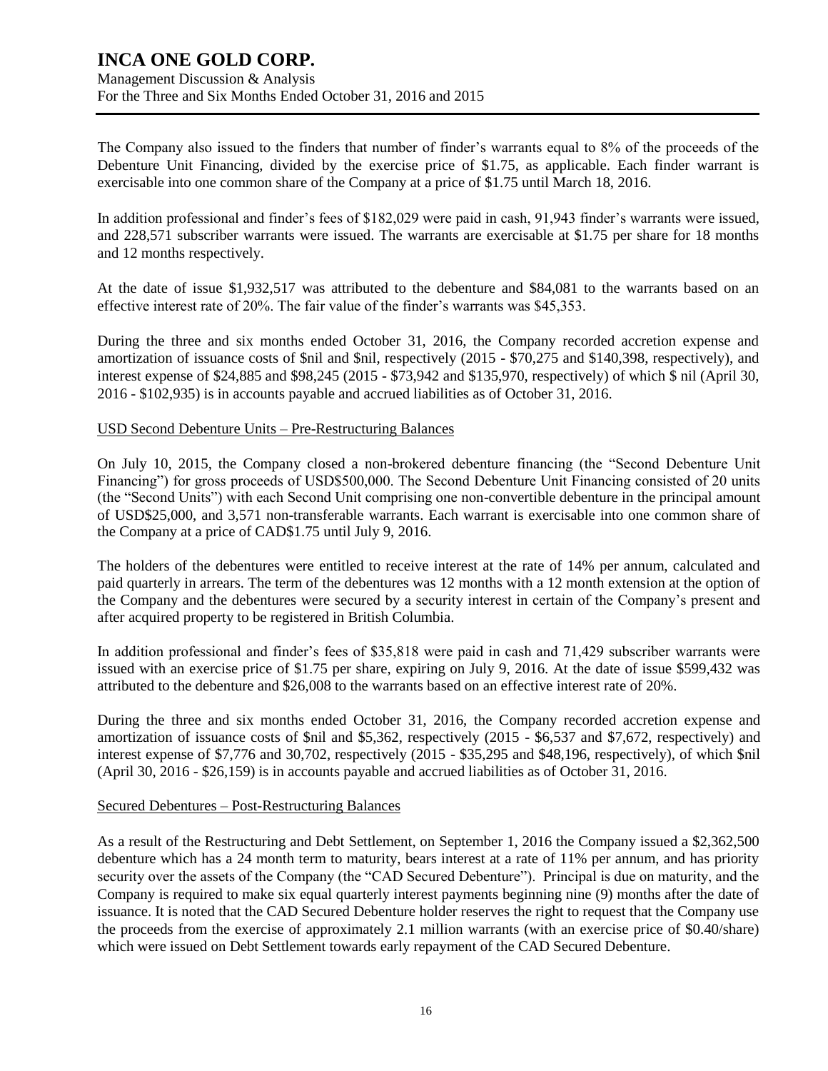The Company also issued to the finders that number of finder's warrants equal to 8% of the proceeds of the Debenture Unit Financing, divided by the exercise price of $1.75, as applicable. Each finder warrant is exercisable into one common share of the Company at a price of $1.75 until March 18, 2016.

In addition professional and finder's fees of $182,029 were paid in cash, 91,943 finder's warrants were issued, and 228,571 subscriber warrants were issued. The warrants are exercisable at $1.75 per share for 18 months and 12 months respectively.

At the date of issue $1,932,517 was attributed to the debenture and $84,081 to the warrants based on an effective interest rate of 20%. The fair value of the finder's warrants was $45,353.

During the three and six months ended October 31, 2016, the Company recorded accretion expense and amortization of issuance costs of $nil and $nil, respectively (2015 - $70,275 and $140,398, respectively), and interest expense of $24,885 and $98,245 (2015 - $73,942 and $135,970, respectively) of which $ nil (April 30, 2016 - $102,935) is in accounts payable and accrued liabilities as of October 31, 2016.

USD Second Debenture Units – Pre-Restructuring Balances

On July 10, 2015, the Company closed a non-brokered debenture financing (the "Second Debenture Unit Financing") for gross proceeds of USD$500,000. The Second Debenture Unit Financing consisted of 20 units (the "Second Units") with each Second Unit comprising one non-convertible debenture in the principal amount of USD$25,000, and 3,571 non-transferable warrants. Each warrant is exercisable into one common share of the Company at a price of CAD$1.75 until July 9, 2016.

The holders of the debentures were entitled to receive interest at the rate of 14% per annum, calculated and paid quarterly in arrears. The term of the debentures was 12 months with a 12 month extension at the option of the Company and the debentures were secured by a security interest in certain of the Company's present and after acquired property to be registered in British Columbia.

In addition professional and finder's fees of $35,818 were paid in cash and 71,429 subscriber warrants were issued with an exercise price of $1.75 per share, expiring on July 9, 2016. At the date of issue $599,432 was attributed to the debenture and $26,008 to the warrants based on an effective interest rate of 20%.

During the three and six months ended October 31, 2016, the Company recorded accretion expense and amortization of issuance costs of $nil and $5,362, respectively (2015 - $6,537 and $7,672, respectively) and interest expense of $7,776 and 30,702, respectively (2015 - $35,295 and $48,196, respectively), of which $nil (April 30, 2016 - $26,159) is in accounts payable and accrued liabilities as of October 31, 2016.

Secured Debentures – Post-Restructuring Balances

As a result of the Restructuring and Debt Settlement, on September 1, 2016 the Company issued a $2,362,500 debenture which has a 24 month term to maturity, bears interest at a rate of 11% per annum, and has priority security over the assets of the Company (the "CAD Secured Debenture"). Principal is due on maturity, and the Company is required to make six equal quarterly interest payments beginning nine (9) months after the date of issuance. It is noted that the CAD Secured Debenture holder reserves the right to request that the Company use the proceeds from the exercise of approximately 2.1 million warrants (with an exercise price of $0.40/share) which were issued on Debt Settlement towards early repayment of the CAD Secured Debenture.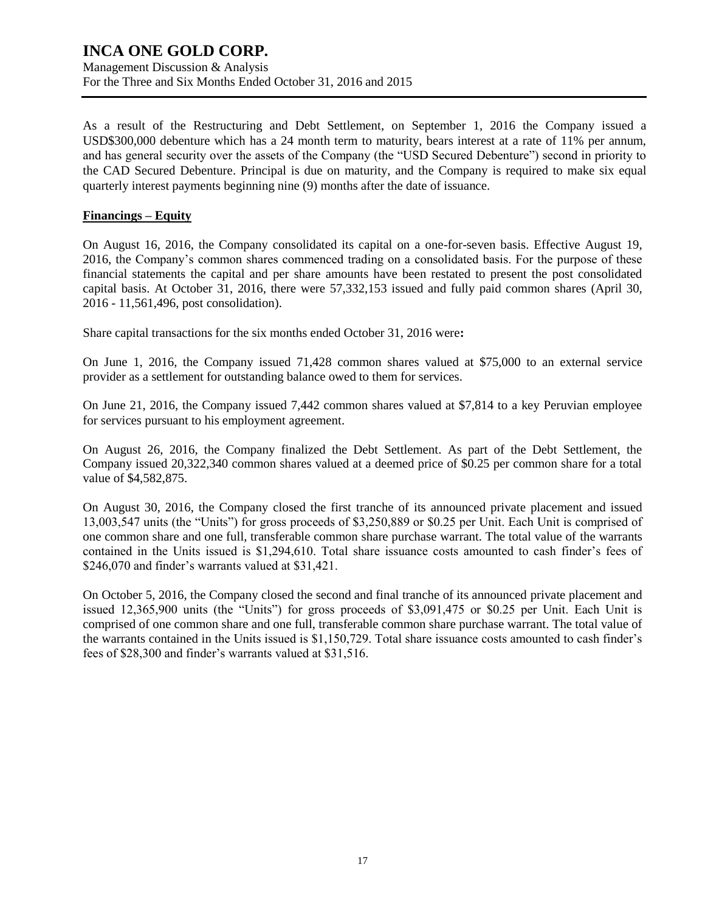As a result of the Restructuring and Debt Settlement, on September 1, 2016 the Company issued a USD$300,000 debenture which has a 24 month term to maturity, bears interest at a rate of 11% per annum, and has general security over the assets of the Company (the "USD Secured Debenture") second in priority to the CAD Secured Debenture. Principal is due on maturity, and the Company is required to make six equal quarterly interest payments beginning nine (9) months after the date of issuance.

**Financings – Equity**

On August 16, 2016, the Company consolidated its capital on a one-for-seven basis. Effective August 19, 2016, the Company's common shares commenced trading on a consolidated basis. For the purpose of these financial statements the capital and per share amounts have been restated to present the post consolidated capital basis. At October 31, 2016, there were 57,332,153 issued and fully paid common shares (April 30, 2016 - 11,561,496, post consolidation).

Share capital transactions for the six months ended October 31, 2016 were**:**

On June 1, 2016, the Company issued 71,428 common shares valued at $75,000 to an external service provider as a settlement for outstanding balance owed to them for services.

On June 21, 2016, the Company issued 7,442 common shares valued at $7,814 to a key Peruvian employee for services pursuant to his employment agreement.

On August 26, 2016, the Company finalized the Debt Settlement. As part of the Debt Settlement, the Company issued 20,322,340 common shares valued at a deemed price of $0.25 per common share for a total value of $4,582,875.

On August 30, 2016, the Company closed the first tranche of its announced private placement and issued 13,003,547 units (the "Units") for gross proceeds of $3,250,889 or $0.25 per Unit. Each Unit is comprised of one common share and one full, transferable common share purchase warrant. The total value of the warrants contained in the Units issued is $1,294,610. Total share issuance costs amounted to cash finder's fees of $246,070 and finder's warrants valued at $31,421.

On October 5, 2016, the Company closed the second and final tranche of its announced private placement and issued 12,365,900 units (the "Units") for gross proceeds of $3,091,475 or $0.25 per Unit. Each Unit is comprised of one common share and one full, transferable common share purchase warrant. The total value of the warrants contained in the Units issued is $1,150,729. Total share issuance costs amounted to cash finder's fees of $28,300 and finder's warrants valued at $31,516.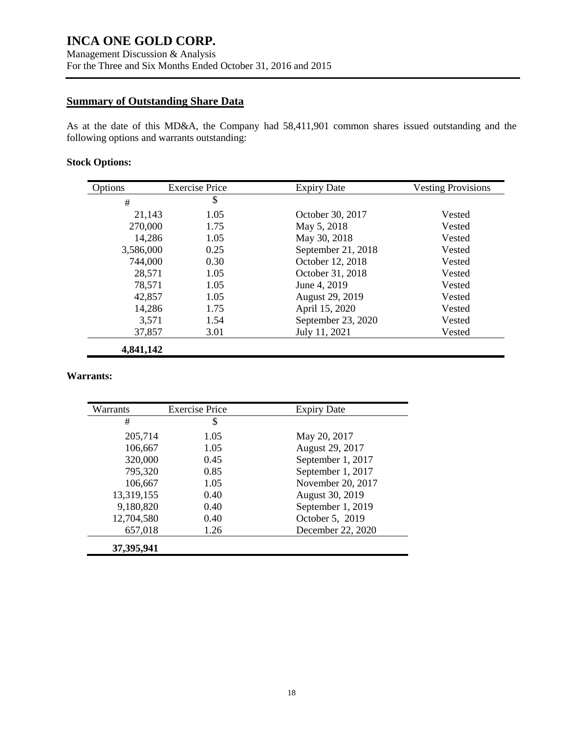## Summary of Outstanding Share Data

As at the date of this MD&A, the Company had 58,411,901 common shares issued outstanding and the following options and warrants outstanding:

### Stock Options:

| Options | Exercise Price | Expiry Date | Vesting Provisions |
|---|---|---|---|
| # | $ | | |
| 21,143 | 1.05 | October 30, 2017 | Vested |
| 270,000 | 1.75 | May 5, 2018 | Vested |
| 14,286 | 1.05 | May 30, 2018 | Vested |
| 3,586,000 | 0.25 | September 21, 2018 | Vested |
| 744,000 | 0.30 | October 12, 2018 | Vested |
| 28,571 | 1.05 | October 31, 2018 | Vested |
| 78,571 | 1.05 | June 4, 2019 | Vested |
| 42,857 | 1.05 | August 29, 2019 | Vested |
| 14,286 | 1.75 | April 15, 2020 | Vested |
| 3,571 | 1.54 | September 23, 2020 | Vested |
| 37,857 | 3.01 | July 11, 2021 | Vested |
| **4,841,142** | | | |

### Warrants:

| Warrants | Exercise Price | Expiry Date |
|---|---|---|
| # | $ | |
| 205,714 | 1.05 | May 20, 2017 |
| 106,667 | 1.05 | August 29, 2017 |
| 320,000 | 0.45 | September 1, 2017 |
| 795,320 | 0.85 | September 1, 2017 |
| 106,667 | 1.05 | November 20, 2017 |
| 13,319,155 | 0.40 | August 30, 2019 |
| 9,180,820 | 0.40 | September 1, 2019 |
| 12,704,580 | 0.40 | October 5, 2019 |
| 657,018 | 1.26 | December 22, 2020 |
| **37,395,941** | | |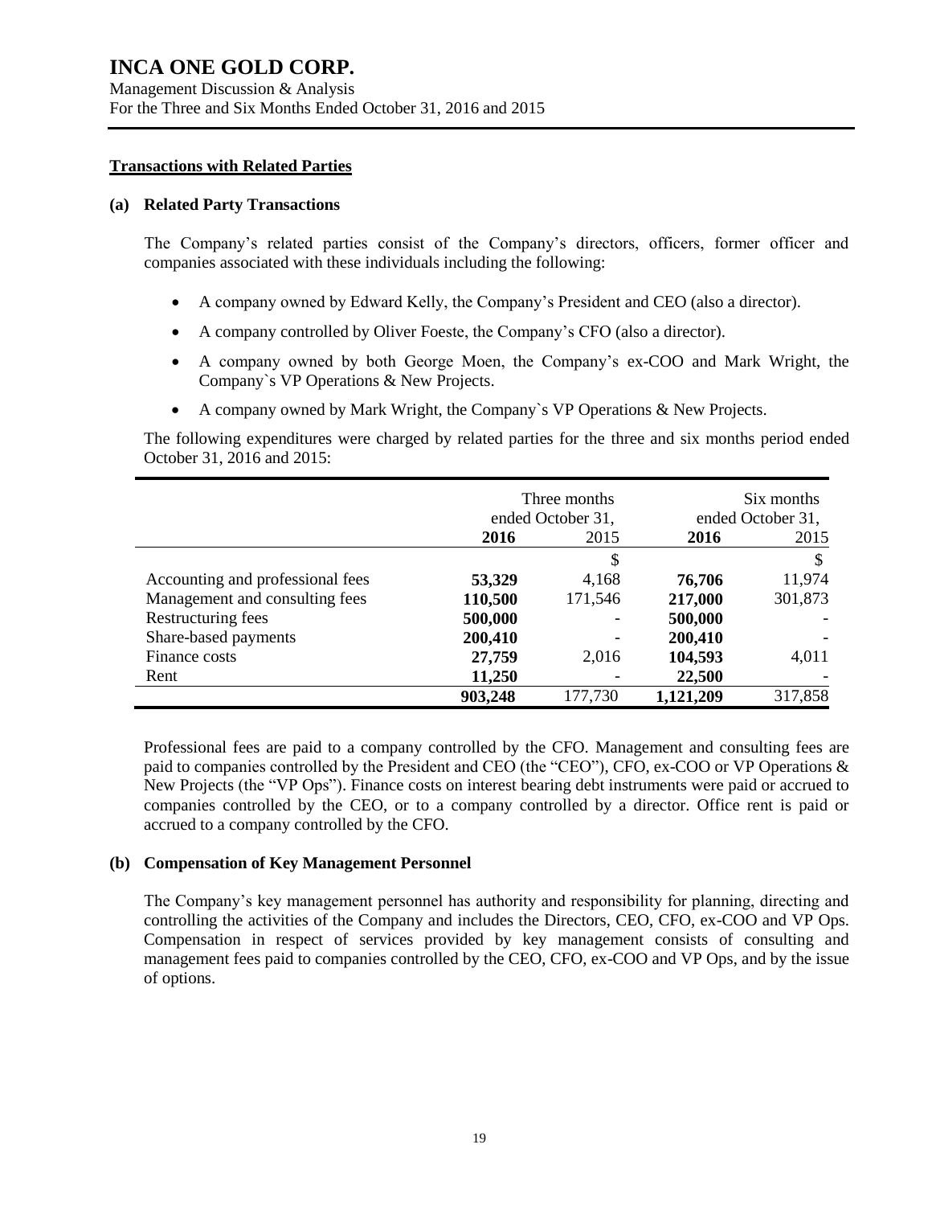**Transactions with Related Parties**

**(a) Related Party Transactions**

The Company's related parties consist of the Company's directors, officers, former officer and companies associated with these individuals including the following:

- A company owned by Edward Kelly, the Company's President and CEO (also a director).
- A company controlled by Oliver Foeste, the Company's CFO (also a director).
- A company owned by both George Moen, the Company's ex-COO and Mark Wright, the Company`s VP Operations & New Projects.
- A company owned by Mark Wright, the Company`s VP Operations & New Projects.

The following expenditures were charged by related parties for the three and six months period ended October 31, 2016 and 2015:

| | Three months ended October 31, | | Six months ended October 31, | |
|---|---|---|---|---|
| | **2016** | 2015 | **2016** | 2015 |
| | | $ | | $ |
| Accounting and professional fees | **53,329** | 4,168 | **76,706** | 11,974 |
| Management and consulting fees | **110,500** | 171,546 | **217,000** | 301,873 |
| Restructuring fees | **500,000** | - | **500,000** | - |
| Share-based payments | **200,410** | - | **200,410** | - |
| Finance costs | **27,759** | 2,016 | **104,593** | 4,011 |
| Rent | **11,250** | - | **22,500** | - |
| | **903,248** | 177,730 | **1,121,209** | 317,858 |

Professional fees are paid to a company controlled by the CFO. Management and consulting fees are paid to companies controlled by the President and CEO (the "CEO"), CFO, ex-COO or VP Operations & New Projects (the "VP Ops"). Finance costs on interest bearing debt instruments were paid or accrued to companies controlled by the CEO, or to a company controlled by a director. Office rent is paid or accrued to a company controlled by the CFO.

**(b) Compensation of Key Management Personnel**

The Company's key management personnel has authority and responsibility for planning, directing and controlling the activities of the Company and includes the Directors, CEO, CFO, ex-COO and VP Ops. Compensation in respect of services provided by key management consists of consulting and management fees paid to companies controlled by the CEO, CFO, ex-COO and VP Ops, and by the issue of options.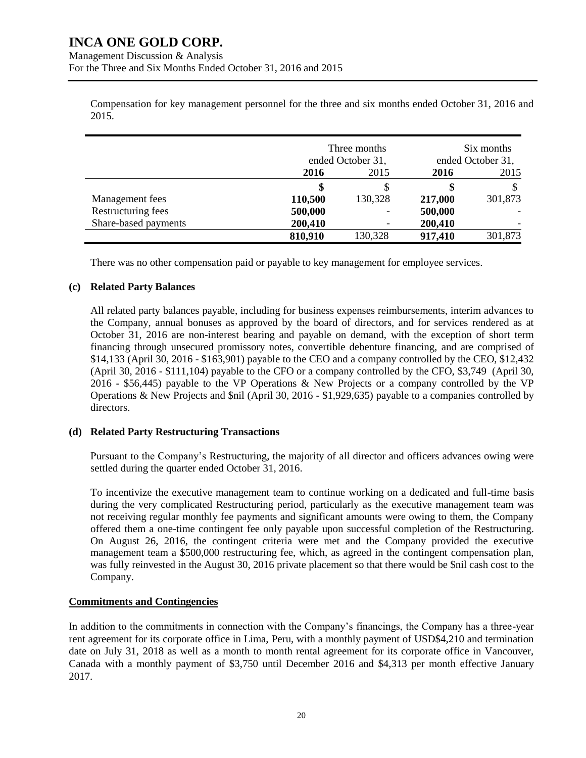Compensation for key management personnel for the three and six months ended October 31, 2016 and 2015.

| | Three months ended October 31, | | Six months ended October 31, | |
|---|---|---|---|---|
| | **2016** | 2015 | **2016** | 2015 |
| | **$** | $ | **$** | $ |
| Management fees | **110,500** | 130,328 | **217,000** | 301,873 |
| Restructuring fees | **500,000** | - | **500,000** | - |
| Share-based payments | **200,410** | - | **200,410** | - |
| | **810,910** | 130,328 | **917,410** | 301,873 |

There was no other compensation paid or payable to key management for employee services.

### (c) Related Party Balances

All related party balances payable, including for business expenses reimbursements, interim advances to the Company, annual bonuses as approved by the board of directors, and for services rendered as at October 31, 2016 are non-interest bearing and payable on demand, with the exception of short term financing through unsecured promissory notes, convertible debenture financing, and are comprised of $14,133 (April 30, 2016 - $163,901) payable to the CEO and a company controlled by the CEO, $12,432 (April 30, 2016 - $111,104) payable to the CFO or a company controlled by the CFO, $3,749 (April 30, 2016 - $56,445) payable to the VP Operations & New Projects or a company controlled by the VP Operations & New Projects and $nil (April 30, 2016 - $1,929,635) payable to a companies controlled by directors.

### (d) Related Party Restructuring Transactions

Pursuant to the Company's Restructuring, the majority of all director and officers advances owing were settled during the quarter ended October 31, 2016.

To incentivize the executive management team to continue working on a dedicated and full-time basis during the very complicated Restructuring period, particularly as the executive management team was not receiving regular monthly fee payments and significant amounts were owing to them, the Company offered them a one-time contingent fee only payable upon successful completion of the Restructuring. On August 26, 2016, the contingent criteria were met and the Company provided the executive management team a $500,000 restructuring fee, which, as agreed in the contingent compensation plan, was fully reinvested in the August 30, 2016 private placement so that there would be $nil cash cost to the Company.

## Commitments and Contingencies

In addition to the commitments in connection with the Company's financings, the Company has a three-year rent agreement for its corporate office in Lima, Peru, with a monthly payment of USD$4,210 and termination date on July 31, 2018 as well as a month to month rental agreement for its corporate office in Vancouver, Canada with a monthly payment of $3,750 until December 2016 and $4,313 per month effective January 2017.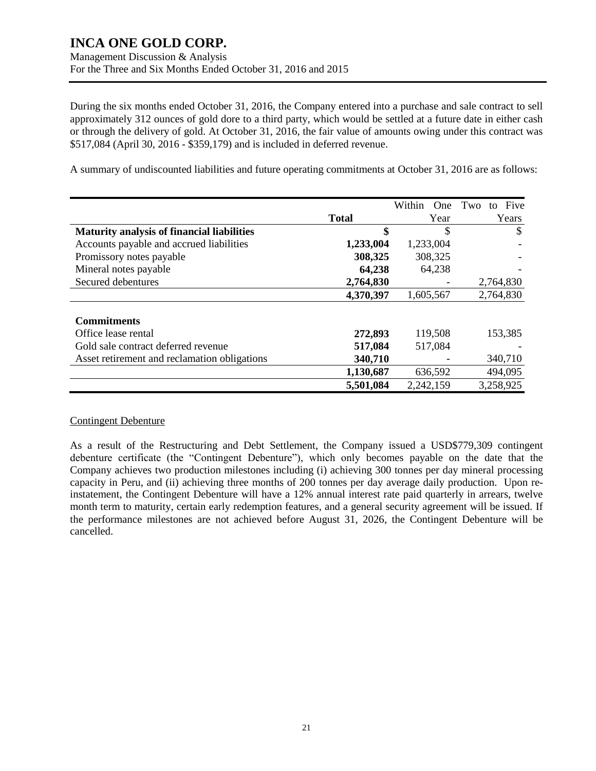During the six months ended October 31, 2016, the Company entered into a purchase and sale contract to sell approximately 312 ounces of gold dore to a third party, which would be settled at a future date in either cash or through the delivery of gold. At October 31, 2016, the fair value of amounts owing under this contract was $517,084 (April 30, 2016 - $359,179) and is included in deferred revenue.

A summary of undiscounted liabilities and future operating commitments at October 31, 2016 are as follows:

| | Total | Within One Year | Two to Five Years |
|---|---|---|---|
| **Maturity analysis of financial liabilities** | **$** | $ | $ |
| Accounts payable and accrued liabilities | **1,233,004** | 1,233,004 | - |
| Promissory notes payable | **308,325** | 308,325 | - |
| Mineral notes payable | **64,238** | 64,238 | - |
| Secured debentures | **2,764,830** | - | 2,764,830 |
| | **4,370,397** | 1,605,567 | 2,764,830 |
| **Commitments** | | | |
| Office lease rental | **272,893** | 119,508 | 153,385 |
| Gold sale contract deferred revenue | **517,084** | 517,084 | - |
| Asset retirement and reclamation obligations | **340,710** | - | 340,710 |
| | **1,130,687** | 636,592 | 494,095 |
| | **5,501,084** | 2,242,159 | 3,258,925 |

Contingent Debenture

As a result of the Restructuring and Debt Settlement, the Company issued a USD$779,309 contingent debenture certificate (the "Contingent Debenture"), which only becomes payable on the date that the Company achieves two production milestones including (i) achieving 300 tonnes per day mineral processing capacity in Peru, and (ii) achieving three months of 200 tonnes per day average daily production. Upon re-instatement, the Contingent Debenture will have a 12% annual interest rate paid quarterly in arrears, twelve month term to maturity, certain early redemption features, and a general security agreement will be issued. If the performance milestones are not achieved before August 31, 2026, the Contingent Debenture will be cancelled.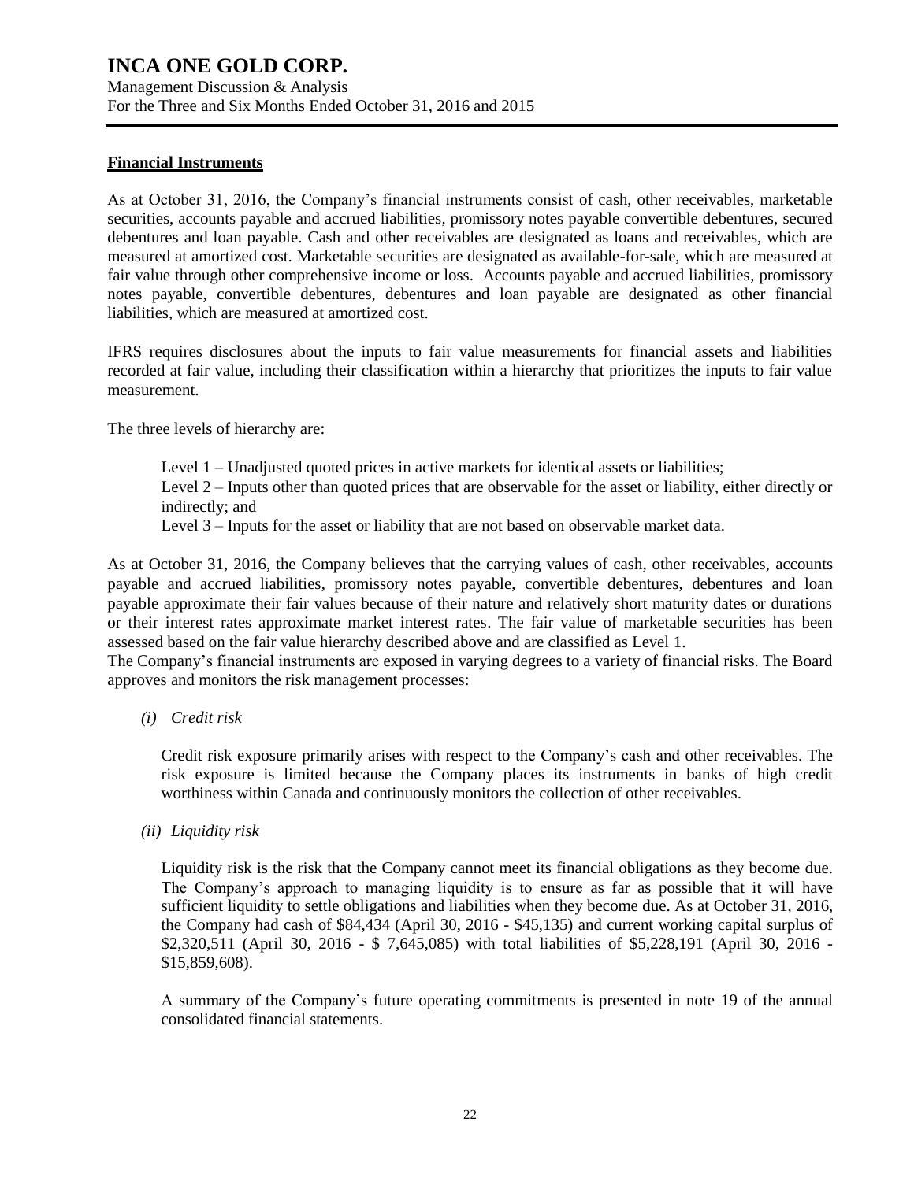## Financial Instruments

As at October 31, 2016, the Company's financial instruments consist of cash, other receivables, marketable securities, accounts payable and accrued liabilities, promissory notes payable convertible debentures, secured debentures and loan payable. Cash and other receivables are designated as loans and receivables, which are measured at amortized cost. Marketable securities are designated as available-for-sale, which are measured at fair value through other comprehensive income or loss. Accounts payable and accrued liabilities, promissory notes payable, convertible debentures, debentures and loan payable are designated as other financial liabilities, which are measured at amortized cost.

IFRS requires disclosures about the inputs to fair value measurements for financial assets and liabilities recorded at fair value, including their classification within a hierarchy that prioritizes the inputs to fair value measurement.

The three levels of hierarchy are:

Level 1 – Unadjusted quoted prices in active markets for identical assets or liabilities;
Level 2 – Inputs other than quoted prices that are observable for the asset or liability, either directly or indirectly; and
Level 3 – Inputs for the asset or liability that are not based on observable market data.

As at October 31, 2016, the Company believes that the carrying values of cash, other receivables, accounts payable and accrued liabilities, promissory notes payable, convertible debentures, debentures and loan payable approximate their fair values because of their nature and relatively short maturity dates or durations or their interest rates approximate market interest rates. The fair value of marketable securities has been assessed based on the fair value hierarchy described above and are classified as Level 1.
The Company's financial instruments are exposed in varying degrees to a variety of financial risks. The Board approves and monitors the risk management processes:

*(i) Credit risk*

Credit risk exposure primarily arises with respect to the Company's cash and other receivables. The risk exposure is limited because the Company places its instruments in banks of high credit worthiness within Canada and continuously monitors the collection of other receivables.

*(ii) Liquidity risk*

Liquidity risk is the risk that the Company cannot meet its financial obligations as they become due. The Company's approach to managing liquidity is to ensure as far as possible that it will have sufficient liquidity to settle obligations and liabilities when they become due. As at October 31, 2016, the Company had cash of $84,434 (April 30, 2016 - $45,135) and current working capital surplus of $2,320,511 (April 30, 2016 - $ 7,645,085) with total liabilities of $5,228,191 (April 30, 2016 - $15,859,608).

A summary of the Company's future operating commitments is presented in note 19 of the annual consolidated financial statements.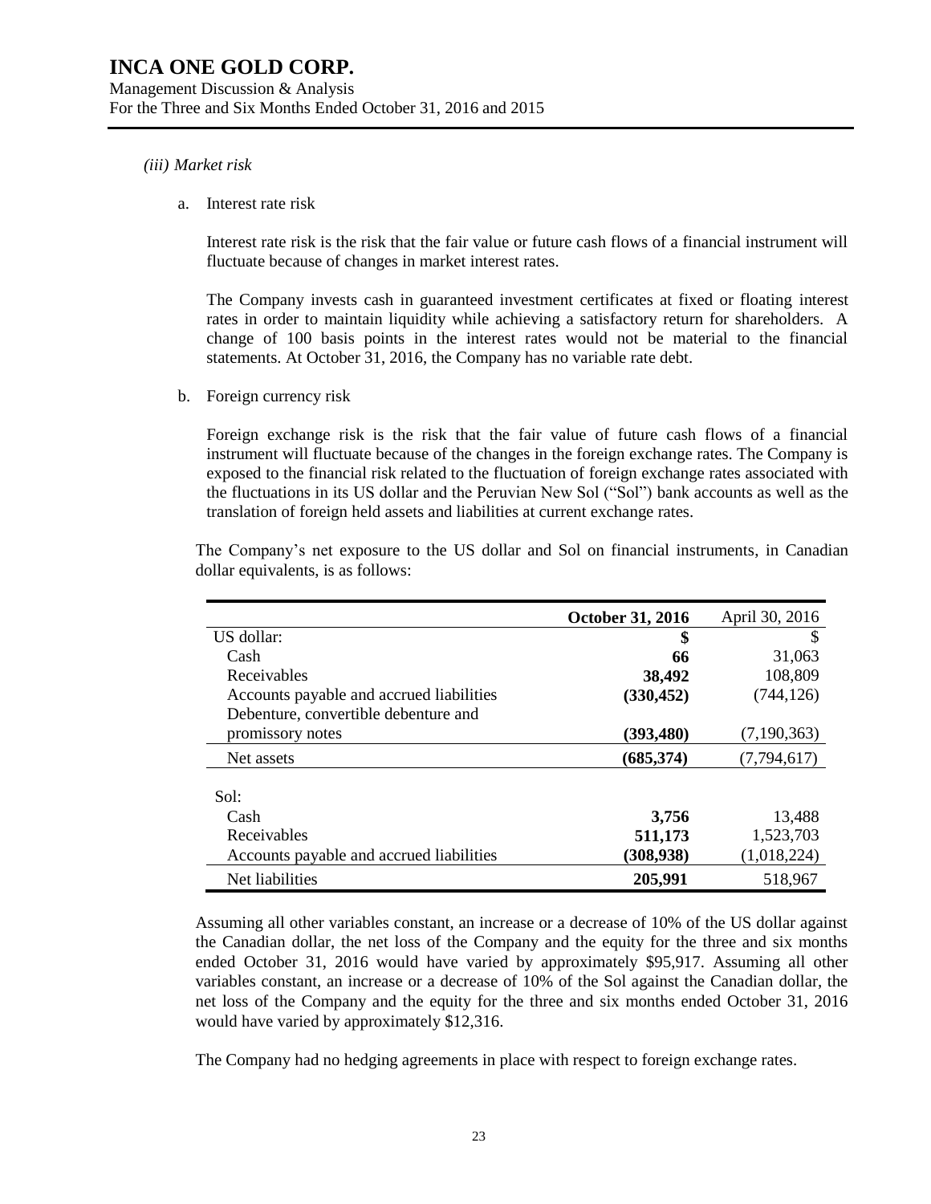*(iii) Market risk*

a. Interest rate risk

Interest rate risk is the risk that the fair value or future cash flows of a financial instrument will fluctuate because of changes in market interest rates.

The Company invests cash in guaranteed investment certificates at fixed or floating interest rates in order to maintain liquidity while achieving a satisfactory return for shareholders. A change of 100 basis points in the interest rates would not be material to the financial statements. At October 31, 2016, the Company has no variable rate debt.

b. Foreign currency risk

Foreign exchange risk is the risk that the fair value of future cash flows of a financial instrument will fluctuate because of the changes in the foreign exchange rates. The Company is exposed to the financial risk related to the fluctuation of foreign exchange rates associated with the fluctuations in its US dollar and the Peruvian New Sol ("Sol") bank accounts as well as the translation of foreign held assets and liabilities at current exchange rates.

The Company's net exposure to the US dollar and Sol on financial instruments, in Canadian dollar equivalents, is as follows:

| | **October 31, 2016** | April 30, 2016 |
|---|---|---|
| US dollar: | **$** | $ |
| Cash | **66** | 31,063 |
| Receivables | **38,492** | 108,809 |
| Accounts payable and accrued liabilities | **(330,452)** | (744,126) |
| Debenture, convertible debenture and promissory notes | **(393,480)** | (7,190,363) |
| Net assets | **(685,374)** | (7,794,617) |
| | | |
| Sol: | | |
| Cash | **3,756** | 13,488 |
| Receivables | **511,173** | 1,523,703 |
| Accounts payable and accrued liabilities | **(308,938)** | (1,018,224) |
| Net liabilities | **205,991** | 518,967 |

Assuming all other variables constant, an increase or a decrease of 10% of the US dollar against the Canadian dollar, the net loss of the Company and the equity for the three and six months ended October 31, 2016 would have varied by approximately $95,917. Assuming all other variables constant, an increase or a decrease of 10% of the Sol against the Canadian dollar, the net loss of the Company and the equity for the three and six months ended October 31, 2016 would have varied by approximately $12,316.

The Company had no hedging agreements in place with respect to foreign exchange rates.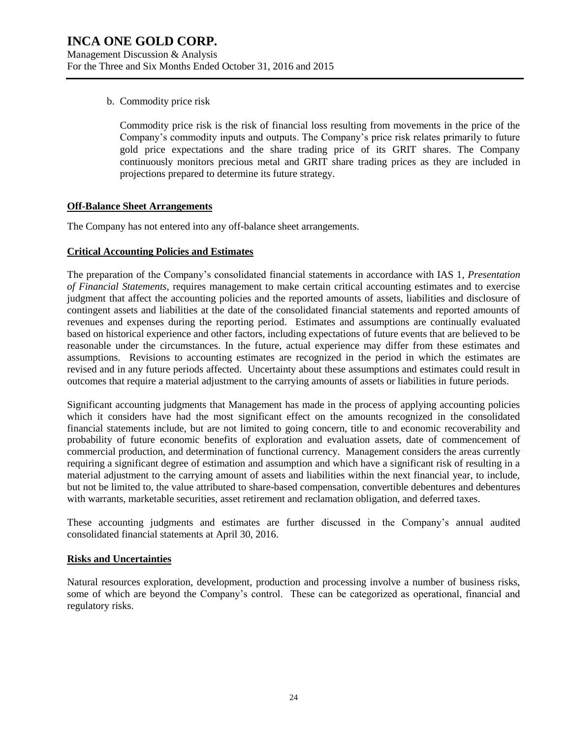b. Commodity price risk

   Commodity price risk is the risk of financial loss resulting from movements in the price of the Company's commodity inputs and outputs. The Company's price risk relates primarily to future gold price expectations and the share trading price of its GRIT shares. The Company continuously monitors precious metal and GRIT share trading prices as they are included in projections prepared to determine its future strategy.

## Off-Balance Sheet Arrangements

The Company has not entered into any off-balance sheet arrangements.

## Critical Accounting Policies and Estimates

The preparation of the Company's consolidated financial statements in accordance with IAS 1, *Presentation of Financial Statements*, requires management to make certain critical accounting estimates and to exercise judgment that affect the accounting policies and the reported amounts of assets, liabilities and disclosure of contingent assets and liabilities at the date of the consolidated financial statements and reported amounts of revenues and expenses during the reporting period. Estimates and assumptions are continually evaluated based on historical experience and other factors, including expectations of future events that are believed to be reasonable under the circumstances. In the future, actual experience may differ from these estimates and assumptions. Revisions to accounting estimates are recognized in the period in which the estimates are revised and in any future periods affected. Uncertainty about these assumptions and estimates could result in outcomes that require a material adjustment to the carrying amounts of assets or liabilities in future periods.

Significant accounting judgments that Management has made in the process of applying accounting policies which it considers have had the most significant effect on the amounts recognized in the consolidated financial statements include, but are not limited to going concern, title to and economic recoverability and probability of future economic benefits of exploration and evaluation assets, date of commencement of commercial production, and determination of functional currency. Management considers the areas currently requiring a significant degree of estimation and assumption and which have a significant risk of resulting in a material adjustment to the carrying amount of assets and liabilities within the next financial year, to include, but not be limited to, the value attributed to share-based compensation, convertible debentures and debentures with warrants, marketable securities, asset retirement and reclamation obligation, and deferred taxes.

These accounting judgments and estimates are further discussed in the Company's annual audited consolidated financial statements at April 30, 2016.

## Risks and Uncertainties

Natural resources exploration, development, production and processing involve a number of business risks, some of which are beyond the Company's control. These can be categorized as operational, financial and regulatory risks.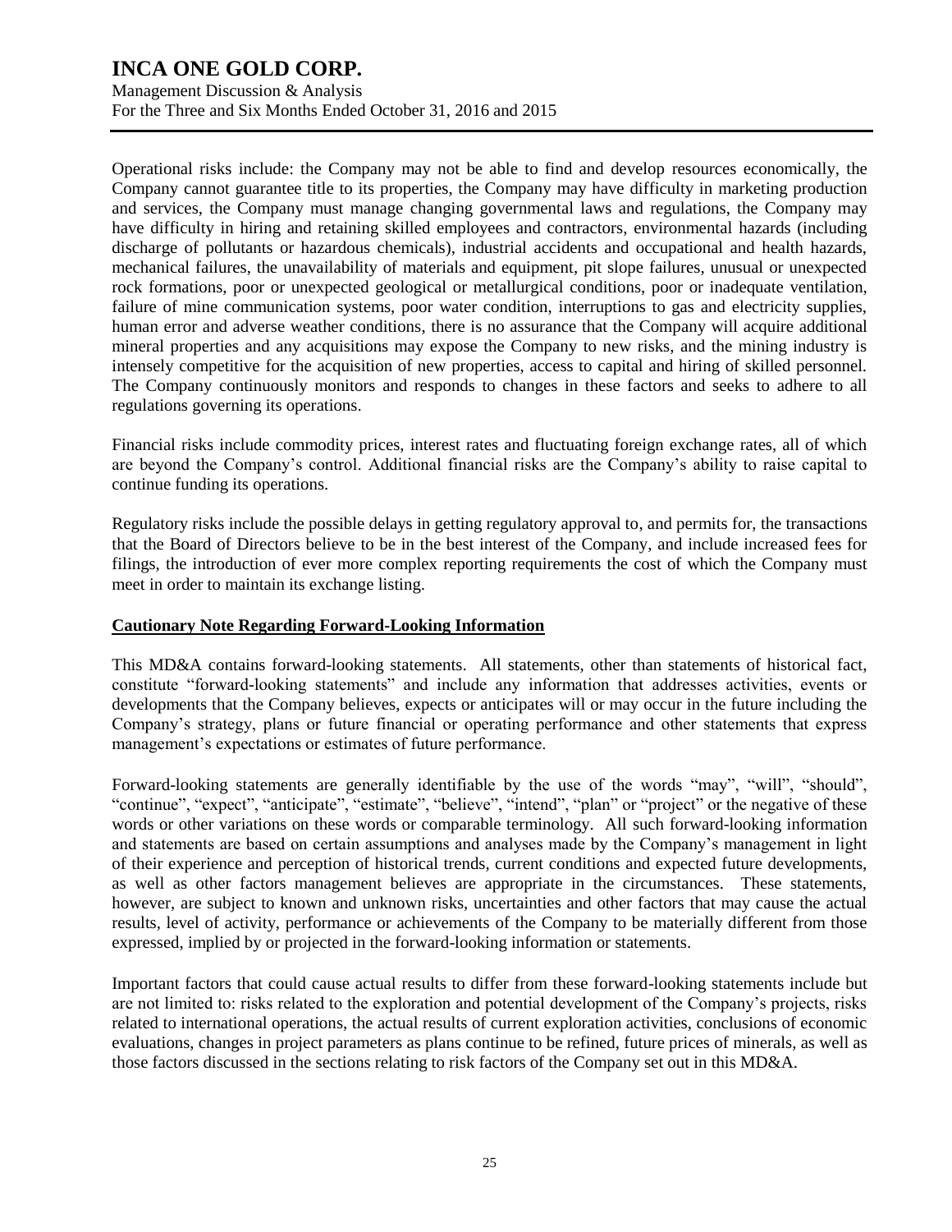Operational risks include: the Company may not be able to find and develop resources economically, the Company cannot guarantee title to its properties, the Company may have difficulty in marketing production and services, the Company must manage changing governmental laws and regulations, the Company may have difficulty in hiring and retaining skilled employees and contractors, environmental hazards (including discharge of pollutants or hazardous chemicals), industrial accidents and occupational and health hazards, mechanical failures, the unavailability of materials and equipment, pit slope failures, unusual or unexpected rock formations, poor or unexpected geological or metallurgical conditions, poor or inadequate ventilation, failure of mine communication systems, poor water condition, interruptions to gas and electricity supplies, human error and adverse weather conditions, there is no assurance that the Company will acquire additional mineral properties and any acquisitions may expose the Company to new risks, and the mining industry is intensely competitive for the acquisition of new properties, access to capital and hiring of skilled personnel. The Company continuously monitors and responds to changes in these factors and seeks to adhere to all regulations governing its operations.

Financial risks include commodity prices, interest rates and fluctuating foreign exchange rates, all of which are beyond the Company's control. Additional financial risks are the Company's ability to raise capital to continue funding its operations.

Regulatory risks include the possible delays in getting regulatory approval to, and permits for, the transactions that the Board of Directors believe to be in the best interest of the Company, and include increased fees for filings, the introduction of ever more complex reporting requirements the cost of which the Company must meet in order to maintain its exchange listing.

## Cautionary Note Regarding Forward-Looking Information

This MD&A contains forward-looking statements. All statements, other than statements of historical fact, constitute "forward-looking statements" and include any information that addresses activities, events or developments that the Company believes, expects or anticipates will or may occur in the future including the Company's strategy, plans or future financial or operating performance and other statements that express management's expectations or estimates of future performance.

Forward-looking statements are generally identifiable by the use of the words "may", "will", "should", "continue", "expect", "anticipate", "estimate", "believe", "intend", "plan" or "project" or the negative of these words or other variations on these words or comparable terminology. All such forward-looking information and statements are based on certain assumptions and analyses made by the Company's management in light of their experience and perception of historical trends, current conditions and expected future developments, as well as other factors management believes are appropriate in the circumstances. These statements, however, are subject to known and unknown risks, uncertainties and other factors that may cause the actual results, level of activity, performance or achievements of the Company to be materially different from those expressed, implied by or projected in the forward-looking information or statements.

Important factors that could cause actual results to differ from these forward-looking statements include but are not limited to: risks related to the exploration and potential development of the Company's projects, risks related to international operations, the actual results of current exploration activities, conclusions of economic evaluations, changes in project parameters as plans continue to be refined, future prices of minerals, as well as those factors discussed in the sections relating to risk factors of the Company set out in this MD&A.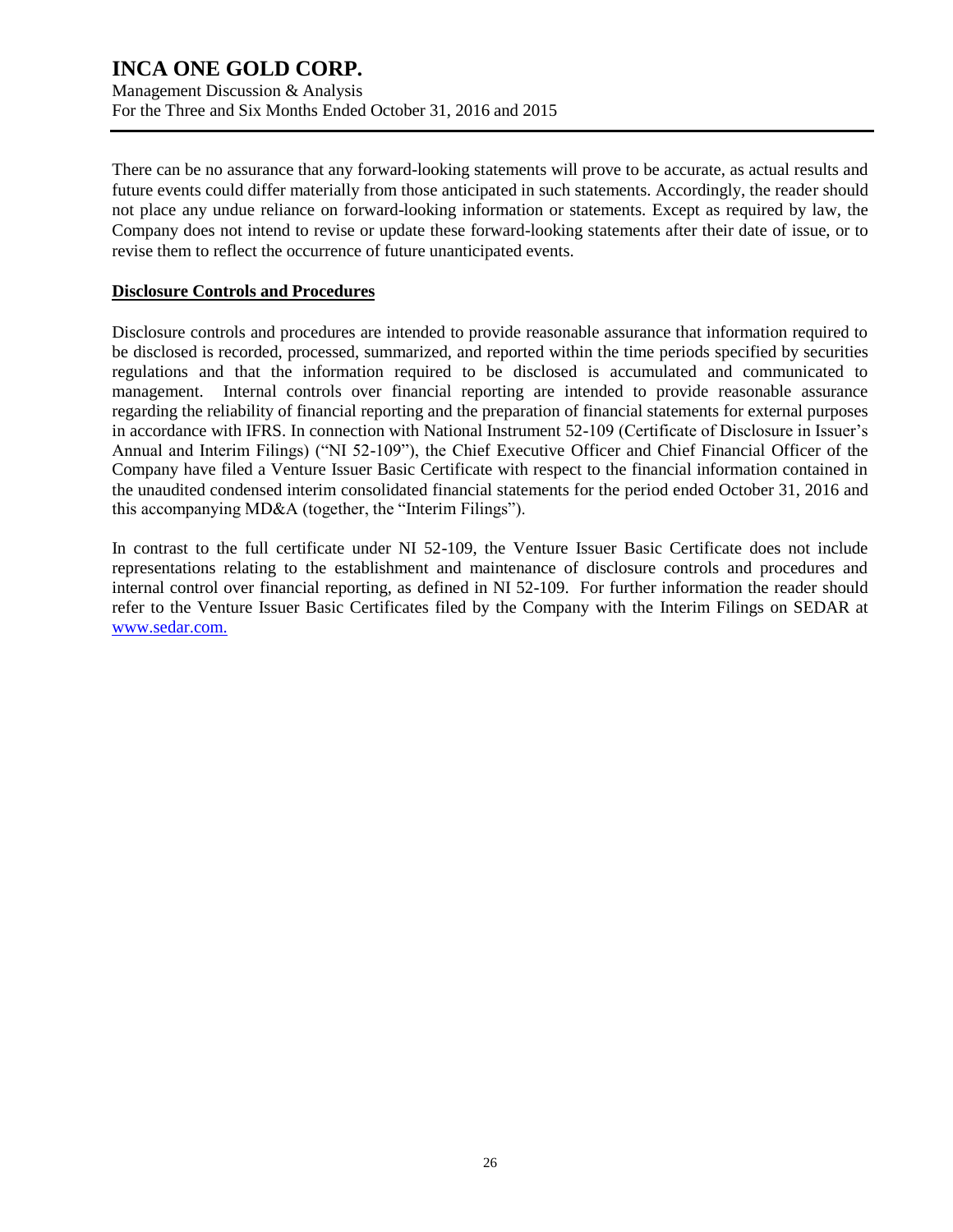There can be no assurance that any forward-looking statements will prove to be accurate, as actual results and future events could differ materially from those anticipated in such statements. Accordingly, the reader should not place any undue reliance on forward-looking information or statements. Except as required by law, the Company does not intend to revise or update these forward-looking statements after their date of issue, or to revise them to reflect the occurrence of future unanticipated events.

## Disclosure Controls and Procedures

Disclosure controls and procedures are intended to provide reasonable assurance that information required to be disclosed is recorded, processed, summarized, and reported within the time periods specified by securities regulations and that the information required to be disclosed is accumulated and communicated to management. Internal controls over financial reporting are intended to provide reasonable assurance regarding the reliability of financial reporting and the preparation of financial statements for external purposes in accordance with IFRS. In connection with National Instrument 52-109 (Certificate of Disclosure in Issuer's Annual and Interim Filings) ("NI 52-109"), the Chief Executive Officer and Chief Financial Officer of the Company have filed a Venture Issuer Basic Certificate with respect to the financial information contained in the unaudited condensed interim consolidated financial statements for the period ended October 31, 2016 and this accompanying MD&A (together, the "Interim Filings").

In contrast to the full certificate under NI 52-109, the Venture Issuer Basic Certificate does not include representations relating to the establishment and maintenance of disclosure controls and procedures and internal control over financial reporting, as defined in NI 52-109. For further information the reader should refer to the Venture Issuer Basic Certificates filed by the Company with the Interim Filings on SEDAR at www.sedar.com.